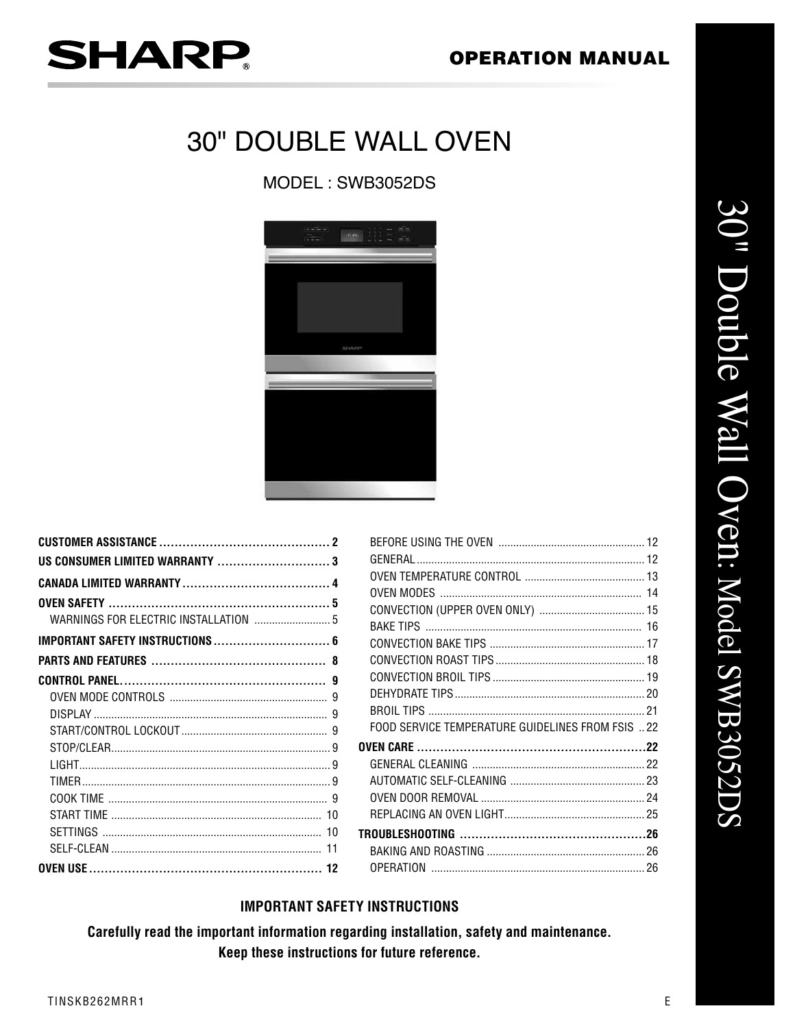SHARP

# OPERATION MANUAL

# 30" DOUBLE WALL OVEN

MODEL : SWB3052DS

30" Double Wall Oven: Model SWB3052DS

| | |
|---|---|
| **CUSTOMER ASSISTANCE** | **2** |
| **US CONSUMER LIMITED WARRANTY** | **3** |
| **CANADA LIMITED WARRANTY** | **4** |
| **OVEN SAFETY** | **5** |
| WARNINGS FOR ELECTRIC INSTALLATION | 5 |
| **IMPORTANT SAFETY INSTRUCTIONS** | **6** |
| **PARTS AND FEATURES** | **8** |
| **CONTROL PANEL** | **9** |
| OVEN MODE CONTROLS | 9 |
| DISPLAY | 9 |
| START/CONTROL LOCKOUT | 9 |
| STOP/CLEAR | 9 |
| LIGHT | 9 |
| TIMER | 9 |
| COOK TIME | 9 |
| START TIME | 10 |
| SETTINGS | 10 |
| SELF-CLEAN | 11 |
| **OVEN USE** | **12** |
| BEFORE USING THE OVEN | 12 |
| GENERAL | 12 |
| OVEN TEMPERATURE CONTROL | 13 |
| OVEN MODES | 14 |
| CONVECTION (UPPER OVEN ONLY) | 15 |
| BAKE TIPS | 16 |
| CONVECTION BAKE TIPS | 17 |
| CONVECTION ROAST TIPS | 18 |
| CONVECTION BROIL TIPS | 19 |
| DEHYDRATE TIPS | 20 |
| BROIL TIPS | 21 |
| FOOD SERVICE TEMPERATURE GUIDELINES FROM FSIS | 22 |
| **OVEN CARE** | **22** |
| GENERAL CLEANING | 22 |
| AUTOMATIC SELF-CLEANING | 23 |
| OVEN DOOR REMOVAL | 24 |
| REPLACING AN OVEN LIGHT | 25 |
| **TROUBLESHOOTING** | **26** |
| BAKING AND ROASTING | 26 |
| OPERATION | 26 |

**IMPORTANT SAFETY INSTRUCTIONS**

**Carefully read the important information regarding installation, safety and maintenance. Keep these instructions for future reference.**

TINSKB262MRR1 E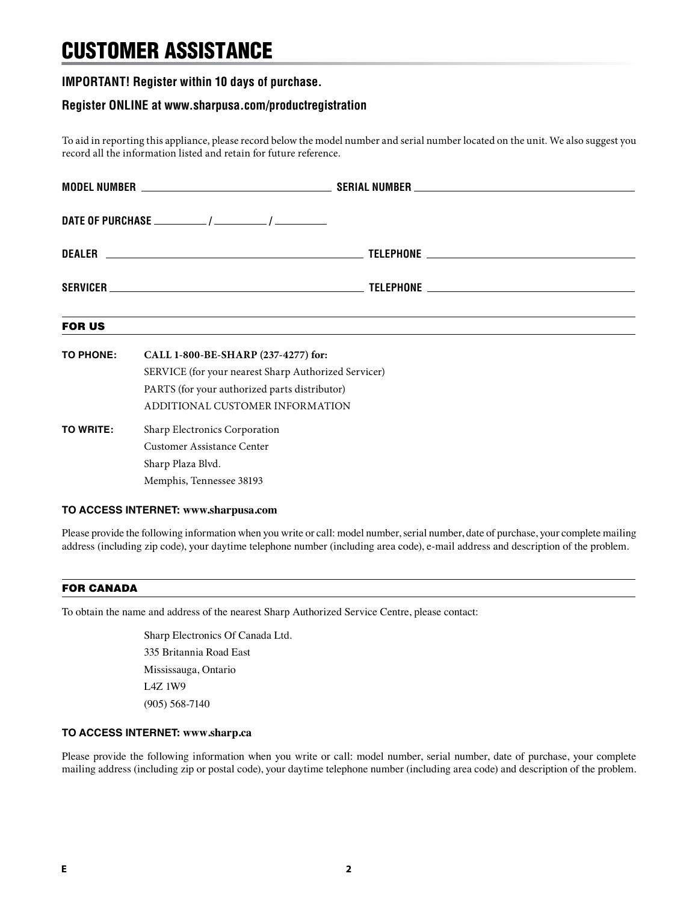# CUSTOMER ASSISTANCE

**IMPORTANT! Register within 10 days of purchase.**

**Register ONLINE at www.sharpusa.com/productregistration**

To aid in reporting this appliance, please record below the model number and serial number located on the unit. We also suggest you record all the information listed and retain for future reference.

**MODEL NUMBER** ______________________ **SERIAL NUMBER** ______________________

**DATE OF PURCHASE** ________ / ________ / ________

**DEALER** ______________________ **TELEPHONE** ______________________

**SERVICER** ______________________ **TELEPHONE** ______________________

## FOR US

**TO PHONE:** **CALL 1-800-BE-SHARP (237-4277) for:**
SERVICE (for your nearest Sharp Authorized Servicer)
PARTS (for your authorized parts distributor)
ADDITIONAL CUSTOMER INFORMATION

**TO WRITE:** Sharp Electronics Corporation
Customer Assistance Center
Sharp Plaza Blvd.
Memphis, Tennessee 38193

**TO ACCESS INTERNET: www.sharpusa.com**

Please provide the following information when you write or call: model number, serial number, date of purchase, your complete mailing address (including zip code), your daytime telephone number (including area code), e-mail address and description of the problem.

## FOR CANADA

To obtain the name and address of the nearest Sharp Authorized Service Centre, please contact:

Sharp Electronics Of Canada Ltd.
335 Britannia Road East
Mississauga, Ontario
L4Z 1W9
(905) 568-7140

**TO ACCESS INTERNET: www.sharp.ca**

Please provide the following information when you write or call: model number, serial number, date of purchase, your complete mailing address (including zip or postal code), your daytime telephone number (including area code) and description of the problem.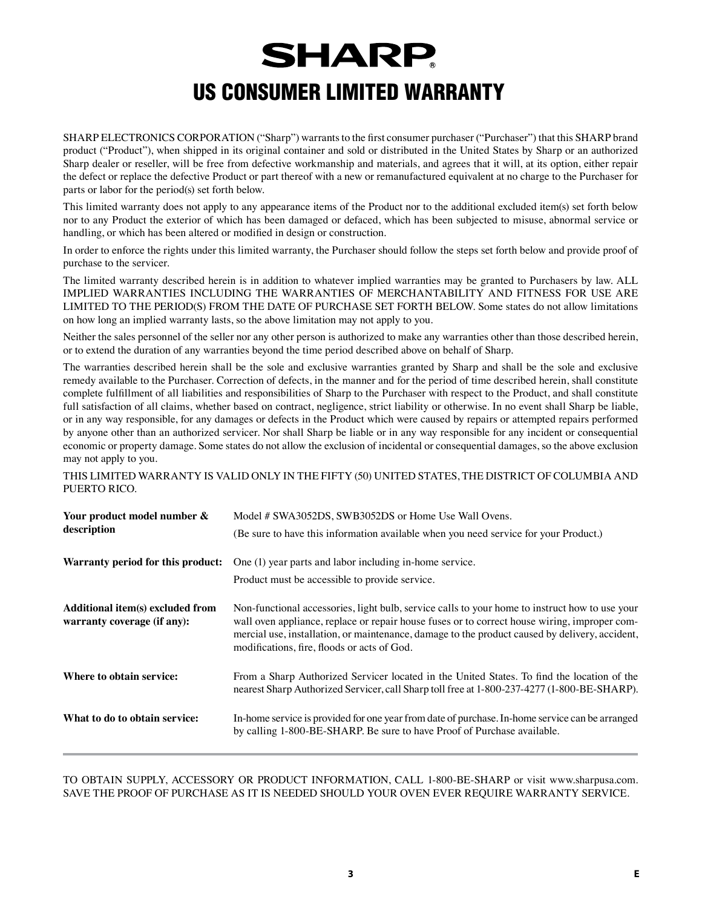# SHARP®

# US CONSUMER LIMITED WARRANTY

SHARP ELECTRONICS CORPORATION ("Sharp") warrants to the first consumer purchaser ("Purchaser") that this SHARP brand product ("Product"), when shipped in its original container and sold or distributed in the United States by Sharp or an authorized Sharp dealer or reseller, will be free from defective workmanship and materials, and agrees that it will, at its option, either repair the defect or replace the defective Product or part thereof with a new or remanufactured equivalent at no charge to the Purchaser for parts or labor for the period(s) set forth below.

This limited warranty does not apply to any appearance items of the Product nor to the additional excluded item(s) set forth below nor to any Product the exterior of which has been damaged or defaced, which has been subjected to misuse, abnormal service or handling, or which has been altered or modified in design or construction.

In order to enforce the rights under this limited warranty, the Purchaser should follow the steps set forth below and provide proof of purchase to the servicer.

The limited warranty described herein is in addition to whatever implied warranties may be granted to Purchasers by law. ALL IMPLIED WARRANTIES INCLUDING THE WARRANTIES OF MERCHANTABILITY AND FITNESS FOR USE ARE LIMITED TO THE PERIOD(S) FROM THE DATE OF PURCHASE SET FORTH BELOW. Some states do not allow limitations on how long an implied warranty lasts, so the above limitation may not apply to you.

Neither the sales personnel of the seller nor any other person is authorized to make any warranties other than those described herein, or to extend the duration of any warranties beyond the time period described above on behalf of Sharp.

The warranties described herein shall be the sole and exclusive warranties granted by Sharp and shall be the sole and exclusive remedy available to the Purchaser. Correction of defects, in the manner and for the period of time described herein, shall constitute complete fulfillment of all liabilities and responsibilities of Sharp to the Purchaser with respect to the Product, and shall constitute full satisfaction of all claims, whether based on contract, negligence, strict liability or otherwise. In no event shall Sharp be liable, or in any way responsible, for any damages or defects in the Product which were caused by repairs or attempted repairs performed by anyone other than an authorized servicer. Nor shall Sharp be liable or in any way responsible for any incident or consequential economic or property damage. Some states do not allow the exclusion of incidental or consequential damages, so the above exclusion may not apply to you.

THIS LIMITED WARRANTY IS VALID ONLY IN THE FIFTY (50) UNITED STATES, THE DISTRICT OF COLUMBIA AND PUERTO RICO.

| | |
|---|---|
| **Your product model number & description** | Model # SWA3052DS, SWB3052DS or Home Use Wall Ovens.<br>(Be sure to have this information available when you need service for your Product.) |
| **Warranty period for this product:** | One (1) year parts and labor including in-home service.<br>Product must be accessible to provide service. |
| **Additional item(s) excluded from warranty coverage (if any):** | Non-functional accessories, light bulb, service calls to your home to instruct how to use your wall oven appliance, replace or repair house fuses or to correct house wiring, improper commercial use, installation, or maintenance, damage to the product caused by delivery, accident, modifications, fire, floods or acts of God. |
| **Where to obtain service:** | From a Sharp Authorized Servicer located in the United States. To find the location of the nearest Sharp Authorized Servicer, call Sharp toll free at 1-800-237-4277 (1-800-BE-SHARP). |
| **What to do to obtain service:** | In-home service is provided for one year from date of purchase. In-home service can be arranged by calling 1-800-BE-SHARP. Be sure to have Proof of Purchase available. |

TO OBTAIN SUPPLY, ACCESSORY OR PRODUCT INFORMATION, CALL 1-800-BE-SHARP or visit www.sharpusa.com. SAVE THE PROOF OF PURCHASE AS IT IS NEEDED SHOULD YOUR OVEN EVER REQUIRE WARRANTY SERVICE.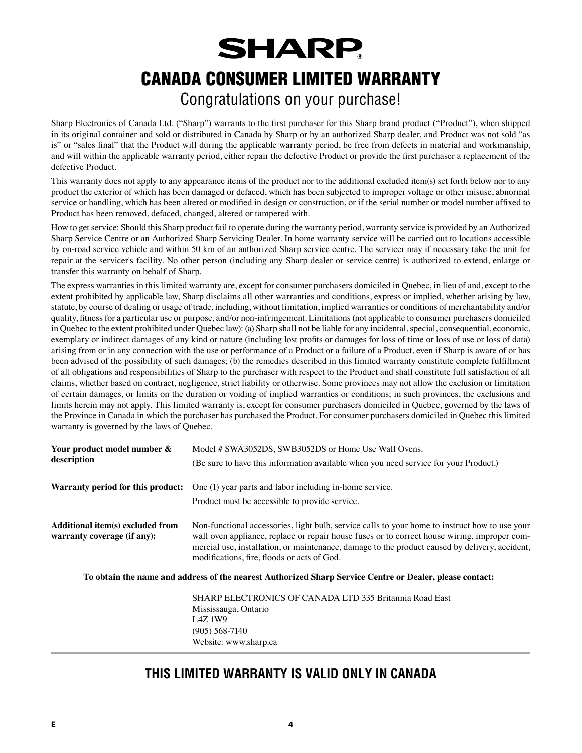# SHARP

# CANADA CONSUMER LIMITED WARRANTY

## Congratulations on your purchase!

Sharp Electronics of Canada Ltd. ("Sharp") warrants to the first purchaser for this Sharp brand product ("Product"), when shipped in its original container and sold or distributed in Canada by Sharp or by an authorized Sharp dealer, and Product was not sold "as is" or "sales final" that the Product will during the applicable warranty period, be free from defects in material and workmanship, and will within the applicable warranty period, either repair the defective Product or provide the first purchaser a replacement of the defective Product.

This warranty does not apply to any appearance items of the product nor to the additional excluded item(s) set forth below nor to any product the exterior of which has been damaged or defaced, which has been subjected to improper voltage or other misuse, abnormal service or handling, which has been altered or modified in design or construction, or if the serial number or model number affixed to Product has been removed, defaced, changed, altered or tampered with.

How to get service: Should this Sharp product fail to operate during the warranty period, warranty service is provided by an Authorized Sharp Service Centre or an Authorized Sharp Servicing Dealer. In home warranty service will be carried out to locations accessible by on-road service vehicle and within 50 km of an authorized Sharp service centre. The servicer may if necessary take the unit for repair at the servicer's facility. No other person (including any Sharp dealer or service centre) is authorized to extend, enlarge or transfer this warranty on behalf of Sharp.

The express warranties in this limited warranty are, except for consumer purchasers domiciled in Quebec, in lieu of and, except to the extent prohibited by applicable law, Sharp disclaims all other warranties and conditions, express or implied, whether arising by law, statute, by course of dealing or usage of trade, including, without limitation, implied warranties or conditions of merchantability and/or quality, fitness for a particular use or purpose, and/or non-infringement. Limitations (not applicable to consumer purchasers domiciled in Quebec to the extent prohibited under Quebec law): (a) Sharp shall not be liable for any incidental, special, consequential, economic, exemplary or indirect damages of any kind or nature (including lost profits or damages for loss of time or loss of use or loss of data) arising from or in any connection with the use or performance of a Product or a failure of a Product, even if Sharp is aware of or has been advised of the possibility of such damages; (b) the remedies described in this limited warranty constitute complete fulfillment of all obligations and responsibilities of Sharp to the purchaser with respect to the Product and shall constitute full satisfaction of all claims, whether based on contract, negligence, strict liability or otherwise. Some provinces may not allow the exclusion or limitation of certain damages, or limits on the duration or voiding of implied warranties or conditions; in such provinces, the exclusions and limits herein may not apply. This limited warranty is, except for consumer purchasers domiciled in Quebec, governed by the laws of the Province in Canada in which the purchaser has purchased the Product. For consumer purchasers domiciled in Quebec this limited warranty is governed by the laws of Quebec.

| | |
|---|---|
| **Your product model number & description** | Model # SWA3052DS, SWB3052DS or Home Use Wall Ovens. (Be sure to have this information available when you need service for your Product.) |
| **Warranty period for this product:** | One (1) year parts and labor including in-home service. Product must be accessible to provide service. |
| **Additional item(s) excluded from warranty coverage (if any):** | Non-functional accessories, light bulb, service calls to your home to instruct how to use your wall oven appliance, replace or repair house fuses or to correct house wiring, improper commercial use, installation, or maintenance, damage to the product caused by delivery, accident, modifications, fire, floods or acts of God. |

**To obtain the name and address of the nearest Authorized Sharp Service Centre or Dealer, please contact:**

SHARP ELECTRONICS OF CANADA LTD 335 Britannia Road East
Mississauga, Ontario
L4Z 1W9
(905) 568-7140
Website: www.sharp.ca

## THIS LIMITED WARRANTY IS VALID ONLY IN CANADA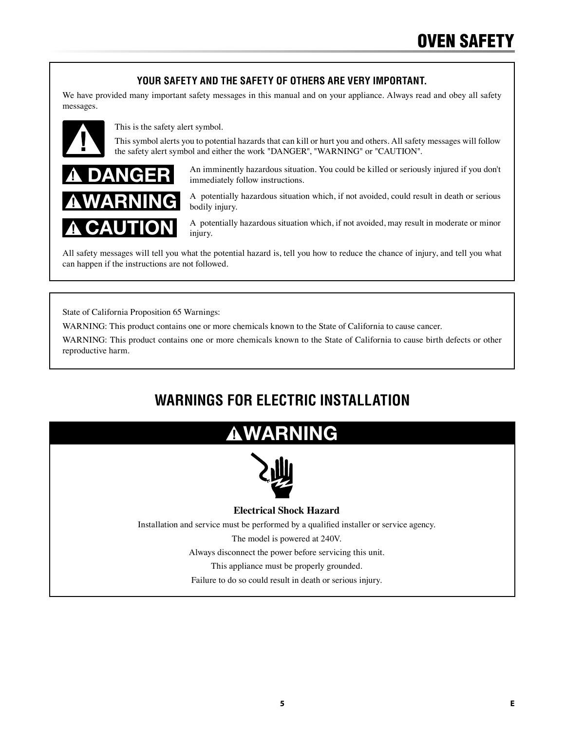# OVEN SAFETY

### YOUR SAFETY AND THE SAFETY OF OTHERS ARE VERY IMPORTANT.

We have provided many important safety messages in this manual and on your appliance. Always read and obey all safety messages.

This is the safety alert symbol.

This symbol alerts you to potential hazards that can kill or hurt you and others. All safety messages will follow the safety alert symbol and either the work "DANGER", "WARNING" or "CAUTION".

**DANGER** An imminently hazardous situation. You could be killed or seriously injured if you don't immediately follow instructions.

**WARNING** A potentially hazardous situation which, if not avoided, could result in death or serious bodily injury.

**CAUTION** A potentially hazardous situation which, if not avoided, may result in moderate or minor injury.

All safety messages will tell you what the potential hazard is, tell you how to reduce the chance of injury, and tell you what can happen if the instructions are not followed.

State of California Proposition 65 Warnings:

WARNING: This product contains one or more chemicals known to the State of California to cause cancer.

WARNING: This product contains one or more chemicals known to the State of California to cause birth defects or other reproductive harm.

## WARNINGS FOR ELECTRIC INSTALLATION

**WARNING**

**Electrical Shock Hazard**

Installation and service must be performed by a qualified installer or service agency.

The model is powered at 240V.

Always disconnect the power before servicing this unit.

This appliance must be properly grounded.

Failure to do so could result in death or serious injury.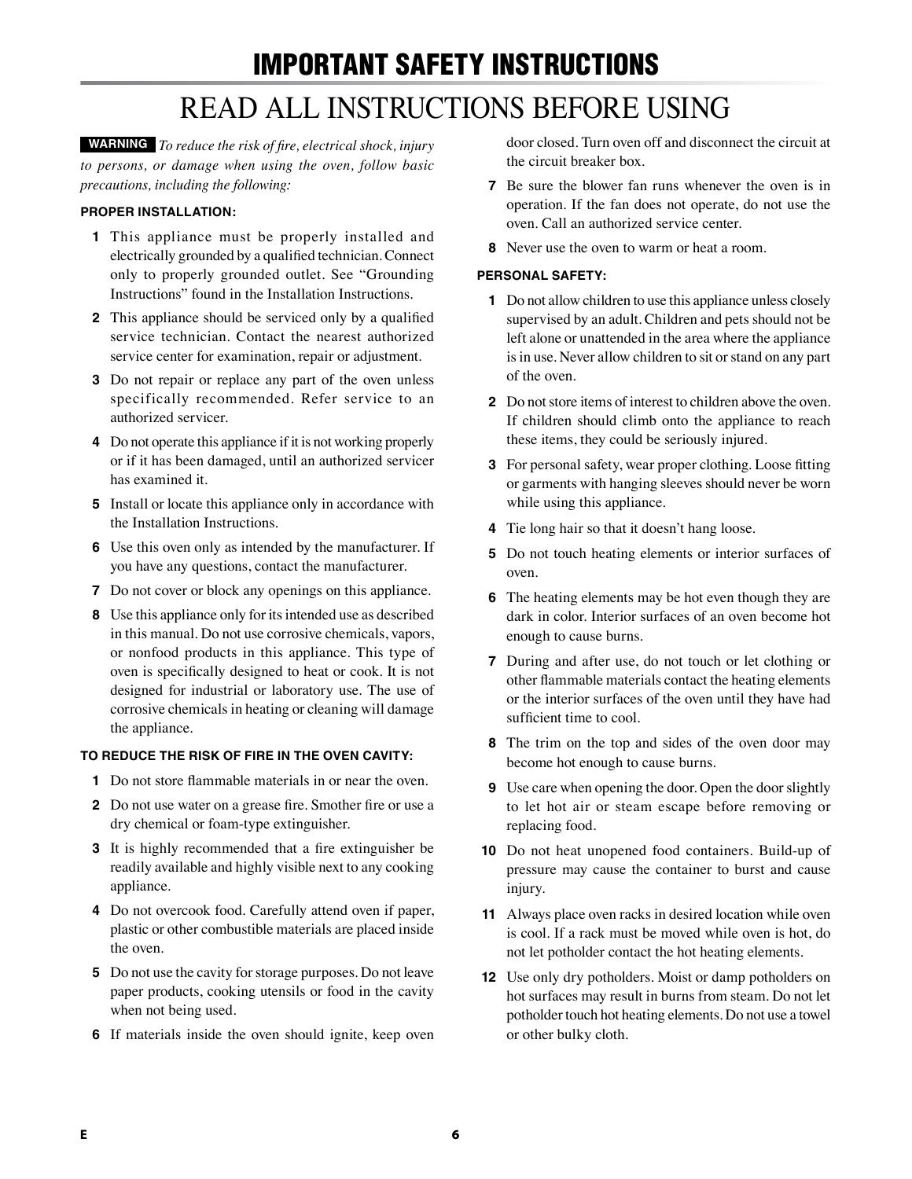# IMPORTANT SAFETY INSTRUCTIONS

## READ ALL INSTRUCTIONS BEFORE USING

**WARNING** *To reduce the risk of fire, electrical shock, injury to persons, or damage when using the oven, follow basic precautions, including the following:*

### PROPER INSTALLATION:

1. This appliance must be properly installed and electrically grounded by a qualified technician. Connect only to properly grounded outlet. See "Grounding Instructions" found in the Installation Instructions.
2. This appliance should be serviced only by a qualified service technician. Contact the nearest authorized service center for examination, repair or adjustment.
3. Do not repair or replace any part of the oven unless specifically recommended. Refer service to an authorized servicer.
4. Do not operate this appliance if it is not working properly or if it has been damaged, until an authorized servicer has examined it.
5. Install or locate this appliance only in accordance with the Installation Instructions.
6. Use this oven only as intended by the manufacturer. If you have any questions, contact the manufacturer.
7. Do not cover or block any openings on this appliance.
8. Use this appliance only for its intended use as described in this manual. Do not use corrosive chemicals, vapors, or nonfood products in this appliance. This type of oven is specifically designed to heat or cook. It is not designed for industrial or laboratory use. The use of corrosive chemicals in heating or cleaning will damage the appliance.

### TO REDUCE THE RISK OF FIRE IN THE OVEN CAVITY:

1. Do not store flammable materials in or near the oven.
2. Do not use water on a grease fire. Smother fire or use a dry chemical or foam-type extinguisher.
3. It is highly recommended that a fire extinguisher be readily available and highly visible next to any cooking appliance.
4. Do not overcook food. Carefully attend oven if paper, plastic or other combustible materials are placed inside the oven.
5. Do not use the cavity for storage purposes. Do not leave paper products, cooking utensils or food in the cavity when not being used.
6. If materials inside the oven should ignite, keep oven door closed. Turn oven off and disconnect the circuit at the circuit breaker box.
7. Be sure the blower fan runs whenever the oven is in operation. If the fan does not operate, do not use the oven. Call an authorized service center.
8. Never use the oven to warm or heat a room.

### PERSONAL SAFETY:

1. Do not allow children to use this appliance unless closely supervised by an adult. Children and pets should not be left alone or unattended in the area where the appliance is in use. Never allow children to sit or stand on any part of the oven.
2. Do not store items of interest to children above the oven. If children should climb onto the appliance to reach these items, they could be seriously injured.
3. For personal safety, wear proper clothing. Loose fitting or garments with hanging sleeves should never be worn while using this appliance.
4. Tie long hair so that it doesn't hang loose.
5. Do not touch heating elements or interior surfaces of oven.
6. The heating elements may be hot even though they are dark in color. Interior surfaces of an oven become hot enough to cause burns.
7. During and after use, do not touch or let clothing or other flammable materials contact the heating elements or the interior surfaces of the oven until they have had sufficient time to cool.
8. The trim on the top and sides of the oven door may become hot enough to cause burns.
9. Use care when opening the door. Open the door slightly to let hot air or steam escape before removing or replacing food.
10. Do not heat unopened food containers. Build-up of pressure may cause the container to burst and cause injury.
11. Always place oven racks in desired location while oven is cool. If a rack must be moved while oven is hot, do not let potholder contact the hot heating elements.
12. Use only dry potholders. Moist or damp potholders on hot surfaces may result in burns from steam. Do not let potholder touch hot heating elements. Do not use a towel or other bulky cloth.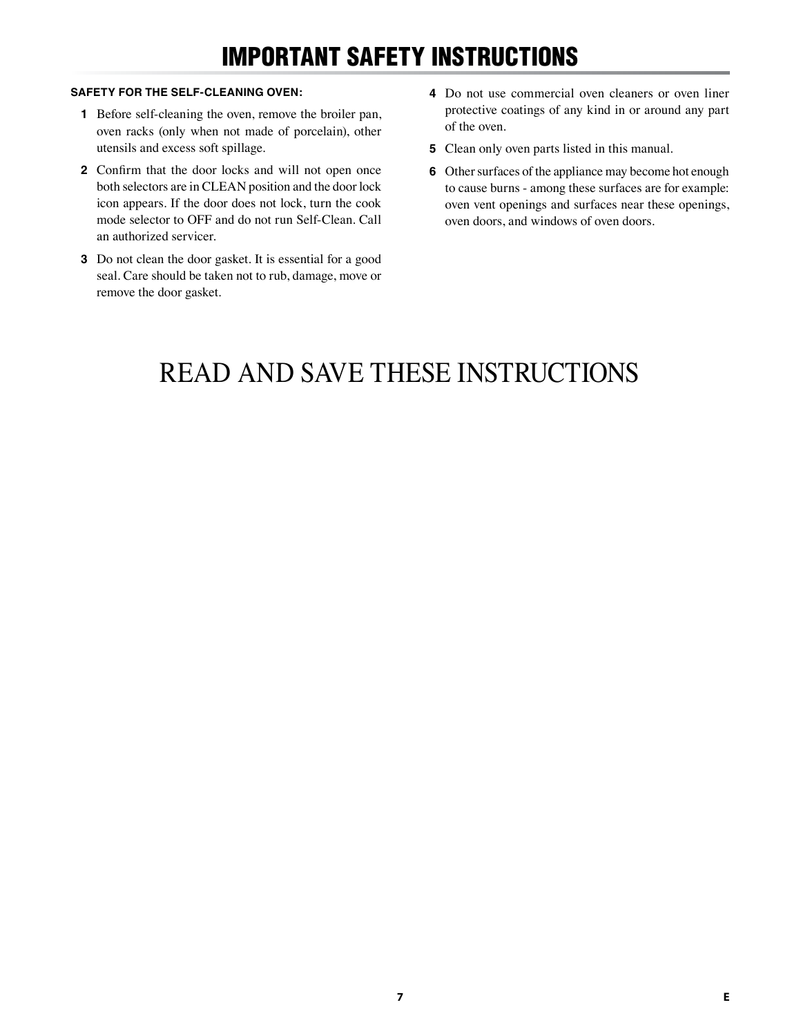# IMPORTANT SAFETY INSTRUCTIONS

**SAFETY FOR THE SELF-CLEANING OVEN:**

1. Before self-cleaning the oven, remove the broiler pan, oven racks (only when not made of porcelain), other utensils and excess soft spillage.
2. Confirm that the door locks and will not open once both selectors are in CLEAN position and the door lock icon appears. If the door does not lock, turn the cook mode selector to OFF and do not run Self-Clean. Call an authorized servicer.
3. Do not clean the door gasket. It is essential for a good seal. Care should be taken not to rub, damage, move or remove the door gasket.
4. Do not use commercial oven cleaners or oven liner protective coatings of any kind in or around any part of the oven.
5. Clean only oven parts listed in this manual.
6. Other surfaces of the appliance may become hot enough to cause burns - among these surfaces are for example: oven vent openings and surfaces near these openings, oven doors, and windows of oven doors.

# READ AND SAVE THESE INSTRUCTIONS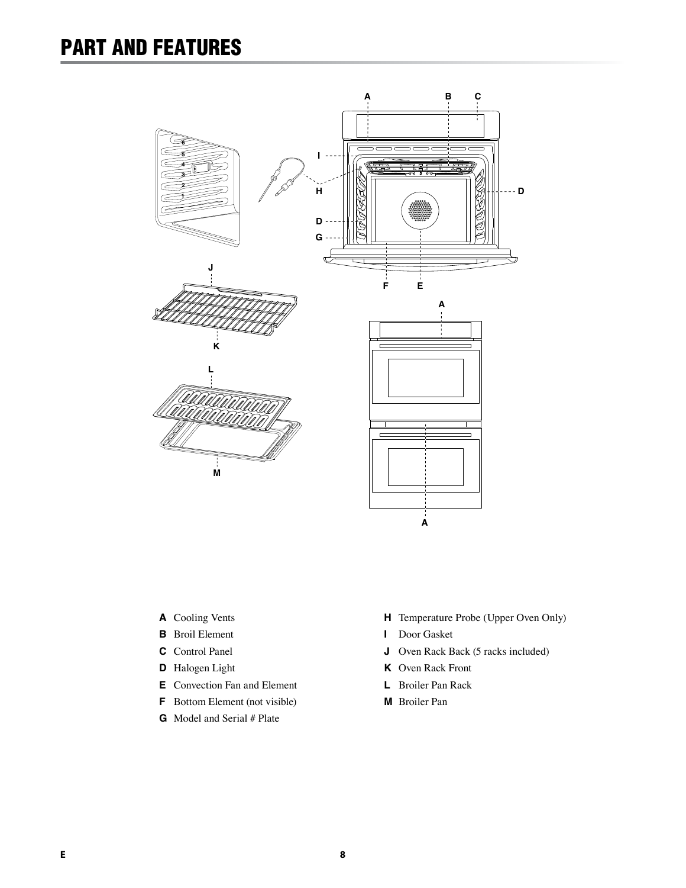# PART AND FEATURES

**A** Cooling Vents

**B** Broil Element

**C** Control Panel

**D** Halogen Light

**E** Convection Fan and Element

**F** Bottom Element (not visible)

**G** Model and Serial # Plate

**H** Temperature Probe (Upper Oven Only)

**I** Door Gasket

**J** Oven Rack Back (5 racks included)

**K** Oven Rack Front

**L** Broiler Pan Rack

**M** Broiler Pan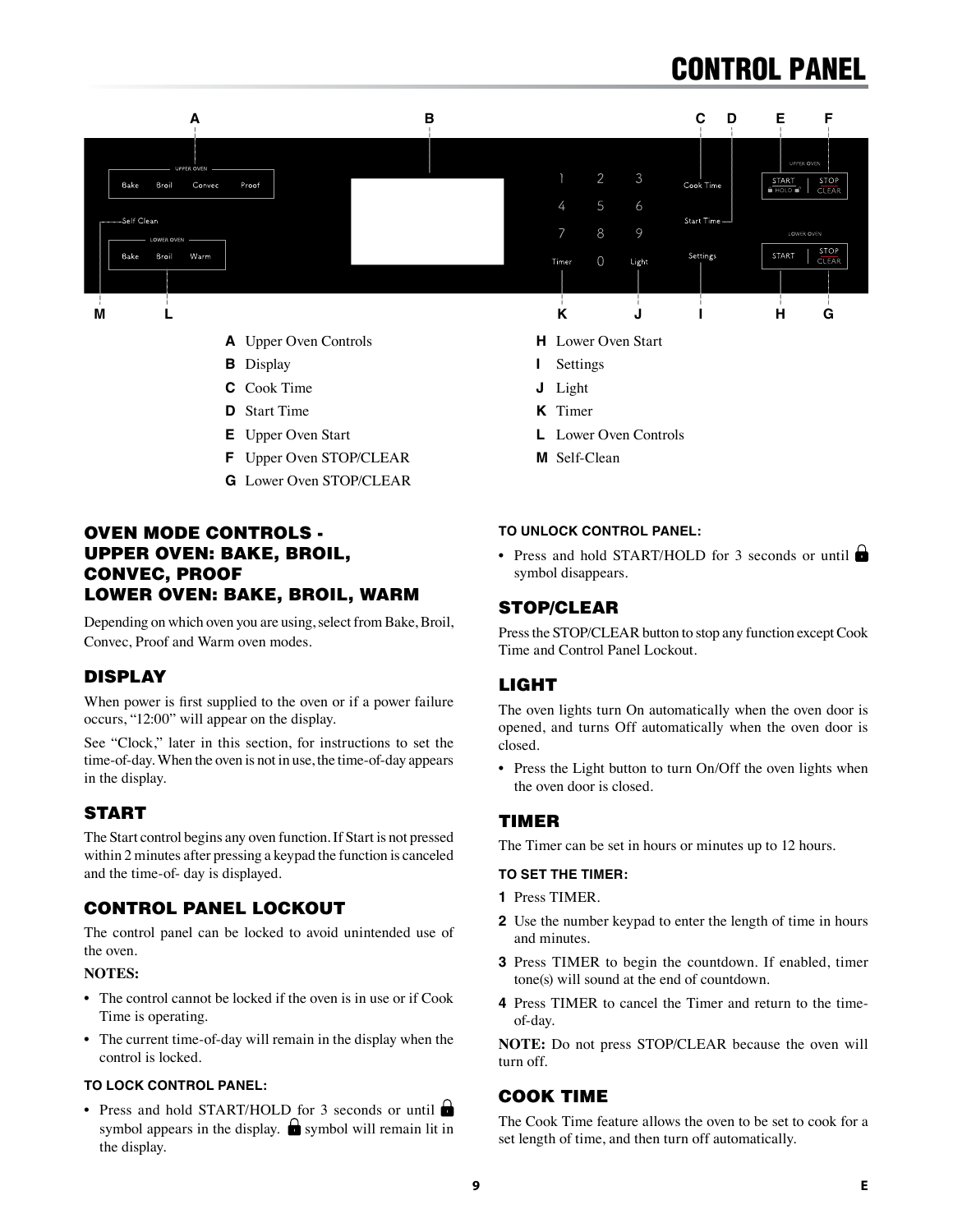# CONTROL PANEL

- **A** Upper Oven Controls
- **B** Display
- **C** Cook Time
- **D** Start Time
- **E** Upper Oven Start
- **F** Upper Oven STOP/CLEAR
- **G** Lower Oven STOP/CLEAR
- **H** Lower Oven Start
- **I** Settings
- **J** Light
- **K** Timer
- **L** Lower Oven Controls
- **M** Self-Clean

## OVEN MODE CONTROLS - UPPER OVEN: BAKE, BROIL, CONVEC, PROOF LOWER OVEN: BAKE, BROIL, WARM

Depending on which oven you are using, select from Bake, Broil, Convec, Proof and Warm oven modes.

## DISPLAY

When power is first supplied to the oven or if a power failure occurs, "12:00" will appear on the display.

See "Clock," later in this section, for instructions to set the time-of-day. When the oven is not in use, the time-of-day appears in the display.

## START

The Start control begins any oven function. If Start is not pressed within 2 minutes after pressing a keypad the function is canceled and the time-of- day is displayed.

## CONTROL PANEL LOCKOUT

The control panel can be locked to avoid unintended use of the oven.

**NOTES:**

- The control cannot be locked if the oven is in use or if Cook Time is operating.
- The current time-of-day will remain in the display when the control is locked.

### TO LOCK CONTROL PANEL:

- Press and hold START/HOLD for 3 seconds or until 🔒 symbol appears in the display. 🔒 symbol will remain lit in the display.

### TO UNLOCK CONTROL PANEL:

- Press and hold START/HOLD for 3 seconds or until 🔒 symbol disappears.

## STOP/CLEAR

Press the STOP/CLEAR button to stop any function except Cook Time and Control Panel Lockout.

## LIGHT

The oven lights turn On automatically when the oven door is opened, and turns Off automatically when the oven door is closed.

- Press the Light button to turn On/Off the oven lights when the oven door is closed.

## TIMER

The Timer can be set in hours or minutes up to 12 hours.

### TO SET THE TIMER:

1. Press TIMER.
2. Use the number keypad to enter the length of time in hours and minutes.
3. Press TIMER to begin the countdown. If enabled, timer tone(s) will sound at the end of countdown.
4. Press TIMER to cancel the Timer and return to the time-of-day.

**NOTE:** Do not press STOP/CLEAR because the oven will turn off.

## COOK TIME

The Cook Time feature allows the oven to be set to cook for a set length of time, and then turn off automatically.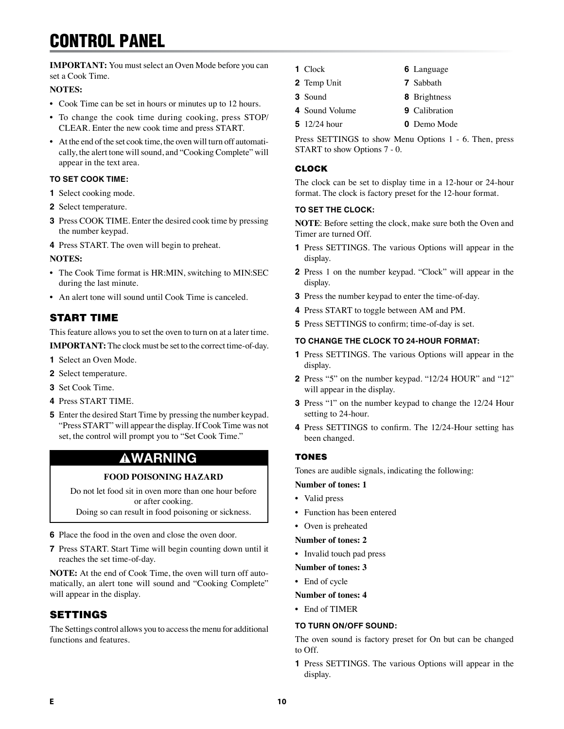# CONTROL PANEL

**IMPORTANT:** You must select an Oven Mode before you can set a Cook Time.

**NOTES:**

- Cook Time can be set in hours or minutes up to 12 hours.
- To change the cook time during cooking, press STOP/CLEAR. Enter the new cook time and press START.
- At the end of the set cook time, the oven will turn off automatically, the alert tone will sound, and "Cooking Complete" will appear in the text area.

#### TO SET COOK TIME:

1. Select cooking mode.
2. Select temperature.
3. Press COOK TIME. Enter the desired cook time by pressing the number keypad.
4. Press START. The oven will begin to preheat.

**NOTES:**

- The Cook Time format is HR:MIN, switching to MIN:SEC during the last minute.
- An alert tone will sound until Cook Time is canceled.

## START TIME

This feature allows you to set the oven to turn on at a later time.

**IMPORTANT:** The clock must be set to the correct time-of-day.

1. Select an Oven Mode.
2. Select temperature.
3. Set Cook Time.
4. Press START TIME.
5. Enter the desired Start Time by pressing the number keypad. "Press START" will appear the display. If Cook Time was not set, the control will prompt you to "Set Cook Time."

> **⚠WARNING**
>
> **FOOD POISONING HAZARD**
>
> Do not let food sit in oven more than one hour before or after cooking.
> Doing so can result in food poisoning or sickness.

6. Place the food in the oven and close the oven door.
7. Press START. Start Time will begin counting down until it reaches the set time-of-day.

**NOTE:** At the end of Cook Time, the oven will turn off automatically, an alert tone will sound and "Cooking Complete" will appear in the display.

## SETTINGS

The Settings control allows you to access the menu for additional functions and features.

| | |
|---|---|
| **1** Clock | **6** Language |
| **2** Temp Unit | **7** Sabbath |
| **3** Sound | **8** Brightness |
| **4** Sound Volume | **9** Calibration |
| **5** 12/24 hour | **0** Demo Mode |

Press SETTINGS to show Menu Options 1 - 6. Then, press START to show Options 7 - 0.

### CLOCK

The clock can be set to display time in a 12-hour or 24-hour format. The clock is factory preset for the 12-hour format.

#### TO SET THE CLOCK:

**NOTE**: Before setting the clock, make sure both the Oven and Timer are turned Off.

1. Press SETTINGS. The various Options will appear in the display.
2. Press 1 on the number keypad. "Clock" will appear in the display.
3. Press the number keypad to enter the time-of-day.
4. Press START to toggle between AM and PM.
5. Press SETTINGS to confirm; time-of-day is set.

#### TO CHANGE THE CLOCK TO 24-HOUR FORMAT:

1. Press SETTINGS. The various Options will appear in the display.
2. Press "5" on the number keypad. "12/24 HOUR" and "12" will appear in the display.
3. Press "1" on the number keypad to change the 12/24 Hour setting to 24-hour.
4. Press SETTINGS to confirm. The 12/24-Hour setting has been changed.

### TONES

Tones are audible signals, indicating the following:

**Number of tones: 1**

- Valid press
- Function has been entered
- Oven is preheated

**Number of tones: 2**

- Invalid touch pad press

**Number of tones: 3**

- End of cycle

**Number of tones: 4**

- End of TIMER

#### TO TURN ON/OFF SOUND:

The oven sound is factory preset for On but can be changed to Off.

1. Press SETTINGS. The various Options will appear in the display.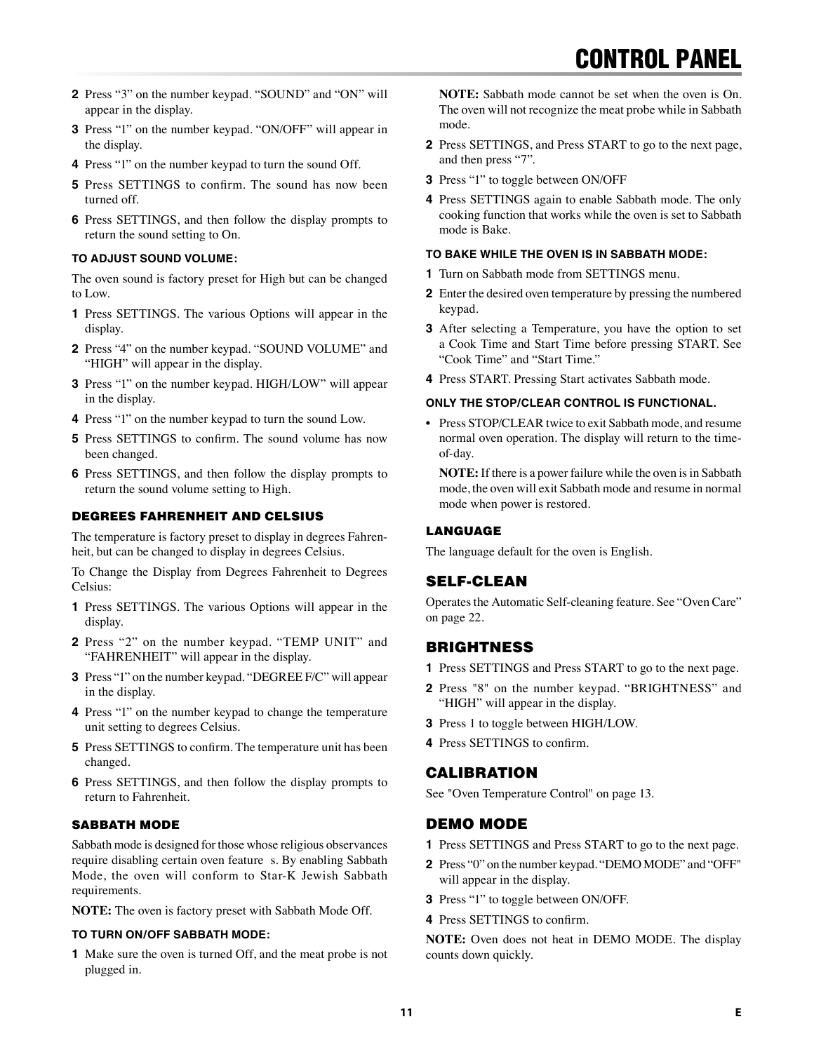2. Press "3" on the number keypad. "SOUND" and "ON" will appear in the display.
3. Press "1" on the number keypad. "ON/OFF" will appear in the display.
4. Press "1" on the number keypad to turn the sound Off.
5. Press SETTINGS to confirm. The sound has now been turned off.
6. Press SETTINGS, and then follow the display prompts to return the sound setting to On.

#### TO ADJUST SOUND VOLUME:

The oven sound is factory preset for High but can be changed to Low.

1. Press SETTINGS. The various Options will appear in the display.
2. Press "4" on the number keypad. "SOUND VOLUME" and "HIGH" will appear in the display.
3. Press "1" on the number keypad. HIGH/LOW" will appear in the display.
4. Press "1" on the number keypad to turn the sound Low.
5. Press SETTINGS to confirm. The sound volume has now been changed.
6. Press SETTINGS, and then follow the display prompts to return the sound volume setting to High.

### DEGREES FAHRENHEIT AND CELSIUS

The temperature is factory preset to display in degrees Fahrenheit, but can be changed to display in degrees Celsius.

To Change the Display from Degrees Fahrenheit to Degrees Celsius:

1. Press SETTINGS. The various Options will appear in the display.
2. Press "2" on the number keypad. "TEMP UNIT" and "FAHRENHEIT" will appear in the display.
3. Press "1" on the number keypad. "DEGREE F/C" will appear in the display.
4. Press "1" on the number keypad to change the temperature unit setting to degrees Celsius.
5. Press SETTINGS to confirm. The temperature unit has been changed.
6. Press SETTINGS, and then follow the display prompts to return to Fahrenheit.

### SABBATH MODE

Sabbath mode is designed for those whose religious observances require disabling certain oven feature s. By enabling Sabbath Mode, the oven will conform to Star-K Jewish Sabbath requirements.

**NOTE:** The oven is factory preset with Sabbath Mode Off.

#### TO TURN ON/OFF SABBATH MODE:

1. Make sure the oven is turned Off, and the meat probe is not plugged in.

   **NOTE:** Sabbath mode cannot be set when the oven is On. The oven will not recognize the meat probe while in Sabbath mode.
2. Press SETTINGS, and Press START to go to the next page, and then press "7".
3. Press "1" to toggle between ON/OFF
4. Press SETTINGS again to enable Sabbath mode. The only cooking function that works while the oven is set to Sabbath mode is Bake.

#### TO BAKE WHILE THE OVEN IS IN SABBATH MODE:

1. Turn on Sabbath mode from SETTINGS menu.
2. Enter the desired oven temperature by pressing the numbered keypad.
3. After selecting a Temperature, you have the option to set a Cook Time and Start Time before pressing START. See "Cook Time" and "Start Time."
4. Press START. Pressing Start activates Sabbath mode.

#### ONLY THE STOP/CLEAR CONTROL IS FUNCTIONAL.

- Press STOP/CLEAR twice to exit Sabbath mode, and resume normal oven operation. The display will return to the time-of-day.

  **NOTE:** If there is a power failure while the oven is in Sabbath mode, the oven will exit Sabbath mode and resume in normal mode when power is restored.

### LANGUAGE

The language default for the oven is English.

## SELF-CLEAN

Operates the Automatic Self-cleaning feature. See "Oven Care" on page 22.

## BRIGHTNESS

1. Press SETTINGS and Press START to go to the next page.
2. Press "8" on the number keypad. "BRIGHTNESS" and "HIGH" will appear in the display.
3. Press 1 to toggle between HIGH/LOW.
4. Press SETTINGS to confirm.

## CALIBRATION

See "Oven Temperature Control" on page 13.

## DEMO MODE

1. Press SETTINGS and Press START to go to the next page.
2. Press "0" on the number keypad. "DEMO MODE" and "OFF" will appear in the display.
3. Press "1" to toggle between ON/OFF.
4. Press SETTINGS to confirm.

**NOTE:** Oven does not heat in DEMO MODE. The display counts down quickly.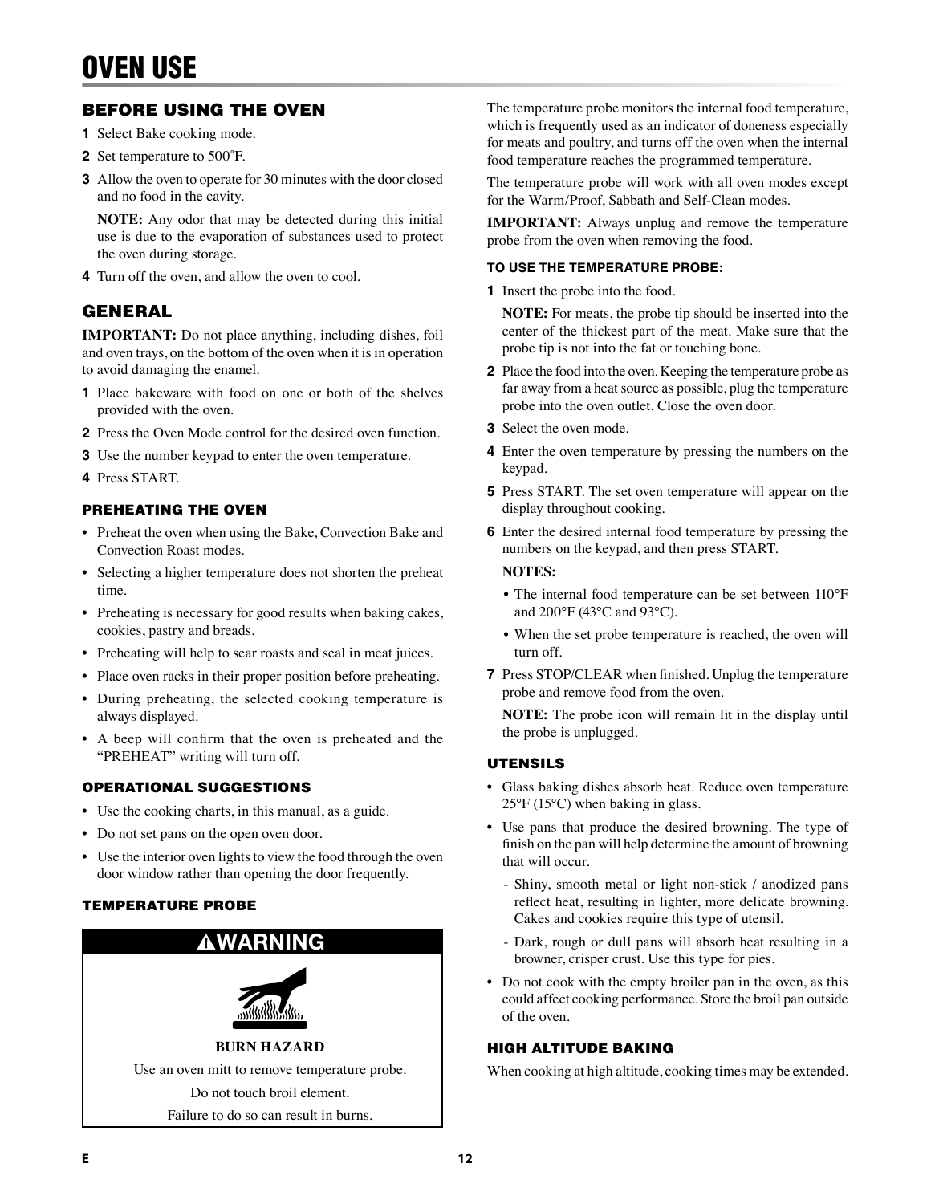# OVEN USE

## BEFORE USING THE OVEN

1. Select Bake cooking mode.
2. Set temperature to 500˚F.
3. Allow the oven to operate for 30 minutes with the door closed and no food in the cavity.

   **NOTE:** Any odor that may be detected during this initial use is due to the evaporation of substances used to protect the oven during storage.
4. Turn off the oven, and allow the oven to cool.

## GENERAL

**IMPORTANT:** Do not place anything, including dishes, foil and oven trays, on the bottom of the oven when it is in operation to avoid damaging the enamel.

1. Place bakeware with food on one or both of the shelves provided with the oven.
2. Press the Oven Mode control for the desired oven function.
3. Use the number keypad to enter the oven temperature.
4. Press START.

### PREHEATING THE OVEN

- Preheat the oven when using the Bake, Convection Bake and Convection Roast modes.
- Selecting a higher temperature does not shorten the preheat time.
- Preheating is necessary for good results when baking cakes, cookies, pastry and breads.
- Preheating will help to sear roasts and seal in meat juices.
- Place oven racks in their proper position before preheating.
- During preheating, the selected cooking temperature is always displayed.
- A beep will confirm that the oven is preheated and the "PREHEAT" writing will turn off.

### OPERATIONAL SUGGESTIONS

- Use the cooking charts, in this manual, as a guide.
- Do not set pans on the open oven door.
- Use the interior oven lights to view the food through the oven door window rather than opening the door frequently.

### TEMPERATURE PROBE

**⚠WARNING**

**BURN HAZARD**

Use an oven mitt to remove temperature probe.

Do not touch broil element.

Failure to do so can result in burns.

The temperature probe monitors the internal food temperature, which is frequently used as an indicator of doneness especially for meats and poultry, and turns off the oven when the internal food temperature reaches the programmed temperature.

The temperature probe will work with all oven modes except for the Warm/Proof, Sabbath and Self-Clean modes.

**IMPORTANT:** Always unplug and remove the temperature probe from the oven when removing the food.

#### TO USE THE TEMPERATURE PROBE:

1. Insert the probe into the food.

   **NOTE:** For meats, the probe tip should be inserted into the center of the thickest part of the meat. Make sure that the probe tip is not into the fat or touching bone.
2. Place the food into the oven. Keeping the temperature probe as far away from a heat source as possible, plug the temperature probe into the oven outlet. Close the oven door.
3. Select the oven mode.
4. Enter the oven temperature by pressing the numbers on the keypad.
5. Press START. The set oven temperature will appear on the display throughout cooking.
6. Enter the desired internal food temperature by pressing the numbers on the keypad, and then press START.

   **NOTES:**
   - The internal food temperature can be set between 110°F and 200°F (43°C and 93°C).
   - When the set probe temperature is reached, the oven will turn off.
7. Press STOP/CLEAR when finished. Unplug the temperature probe and remove food from the oven.

   **NOTE:** The probe icon will remain lit in the display until the probe is unplugged.

### UTENSILS

- Glass baking dishes absorb heat. Reduce oven temperature 25°F (15°C) when baking in glass.
- Use pans that produce the desired browning. The type of finish on the pan will help determine the amount of browning that will occur.
  - Shiny, smooth metal or light non-stick / anodized pans reflect heat, resulting in lighter, more delicate browning. Cakes and cookies require this type of utensil.
  - Dark, rough or dull pans will absorb heat resulting in a browner, crisper crust. Use this type for pies.
- Do not cook with the empty broiler pan in the oven, as this could affect cooking performance. Store the broil pan outside of the oven.

### HIGH ALTITUDE BAKING

When cooking at high altitude, cooking times may be extended.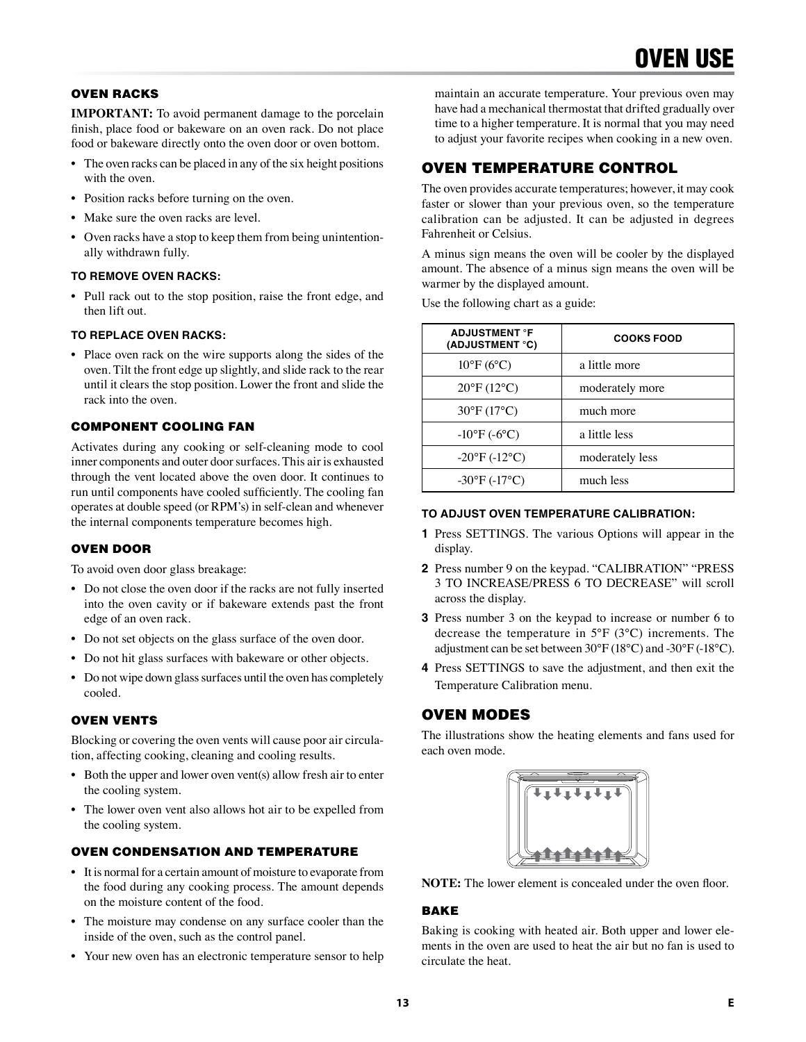# OVEN USE

### OVEN RACKS

**IMPORTANT:** To avoid permanent damage to the porcelain finish, place food or bakeware on an oven rack. Do not place food or bakeware directly onto the oven door or oven bottom.

- The oven racks can be placed in any of the six height positions with the oven.
- Position racks before turning on the oven.
- Make sure the oven racks are level.
- Oven racks have a stop to keep them from being unintentionally withdrawn fully.

#### TO REMOVE OVEN RACKS:

- Pull rack out to the stop position, raise the front edge, and then lift out.

#### TO REPLACE OVEN RACKS:

- Place oven rack on the wire supports along the sides of the oven. Tilt the front edge up slightly, and slide rack to the rear until it clears the stop position. Lower the front and slide the rack into the oven.

### COMPONENT COOLING FAN

Activates during any cooking or self-cleaning mode to cool inner components and outer door surfaces. This air is exhausted through the vent located above the oven door. It continues to run until components have cooled sufficiently. The cooling fan operates at double speed (or RPM's) in self-clean and whenever the internal components temperature becomes high.

### OVEN DOOR

To avoid oven door glass breakage:

- Do not close the oven door if the racks are not fully inserted into the oven cavity or if bakeware extends past the front edge of an oven rack.
- Do not set objects on the glass surface of the oven door.
- Do not hit glass surfaces with bakeware or other objects.
- Do not wipe down glass surfaces until the oven has completely cooled.

### OVEN VENTS

Blocking or covering the oven vents will cause poor air circulation, affecting cooking, cleaning and cooling results.

- Both the upper and lower oven vent(s) allow fresh air to enter the cooling system.
- The lower oven vent also allows hot air to be expelled from the cooling system.

### OVEN CONDENSATION AND TEMPERATURE

- It is normal for a certain amount of moisture to evaporate from the food during any cooking process. The amount depends on the moisture content of the food.
- The moisture may condense on any surface cooler than the inside of the oven, such as the control panel.
- Your new oven has an electronic temperature sensor to help maintain an accurate temperature. Your previous oven may have had a mechanical thermostat that drifted gradually over time to a higher temperature. It is normal that you may need to adjust your favorite recipes when cooking in a new oven.

## OVEN TEMPERATURE CONTROL

The oven provides accurate temperatures; however, it may cook faster or slower than your previous oven, so the temperature calibration can be adjusted. It can be adjusted in degrees Fahrenheit or Celsius.

A minus sign means the oven will be cooler by the displayed amount. The absence of a minus sign means the oven will be warmer by the displayed amount.

Use the following chart as a guide:

| ADJUSTMENT °F (ADJUSTMENT °C) | COOKS FOOD |
|---|---|
| 10°F (6°C) | a little more |
| 20°F (12°C) | moderately more |
| 30°F (17°C) | much more |
| -10°F (-6°C) | a little less |
| -20°F (-12°C) | moderately less |
| -30°F (-17°C) | much less |

#### TO ADJUST OVEN TEMPERATURE CALIBRATION:

1. Press SETTINGS. The various Options will appear in the display.
2. Press number 9 on the keypad. "CALIBRATION" "PRESS 3 TO INCREASE/PRESS 6 TO DECREASE" will scroll across the display.
3. Press number 3 on the keypad to increase or number 6 to decrease the temperature in 5°F (3°C) increments. The adjustment can be set between 30°F (18°C) and -30°F (-18°C).
4. Press SETTINGS to save the adjustment, and then exit the Temperature Calibration menu.

## OVEN MODES

The illustrations show the heating elements and fans used for each oven mode.

**NOTE:** The lower element is concealed under the oven floor.

### BAKE

Baking is cooking with heated air. Both upper and lower elements in the oven are used to heat the air but no fan is used to circulate the heat.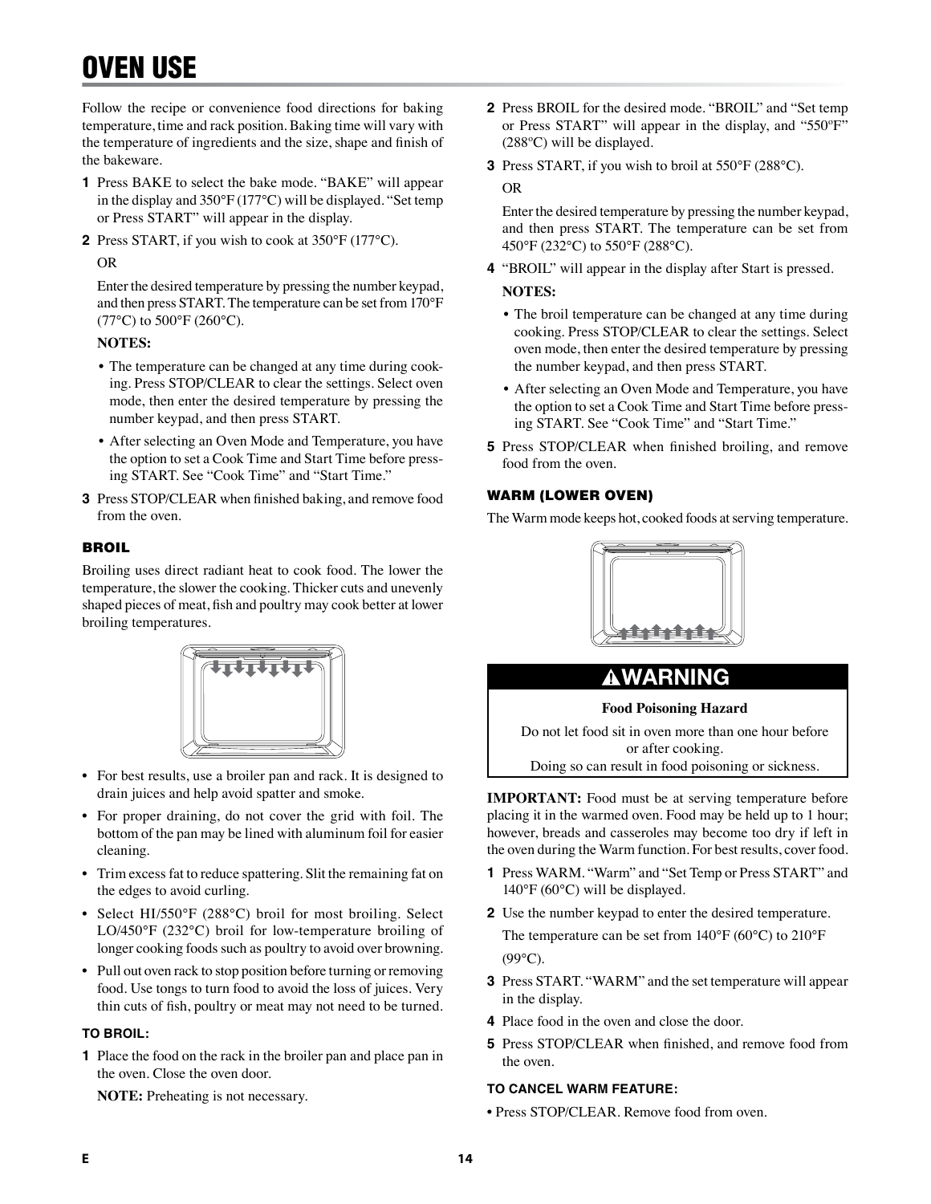# OVEN USE

Follow the recipe or convenience food directions for baking temperature, time and rack position. Baking time will vary with the temperature of ingredients and the size, shape and finish of the bakeware.

**1** Press BAKE to select the bake mode. "BAKE" will appear in the display and 350°F (177°C) will be displayed. "Set temp or Press START" will appear in the display.

**2** Press START, if you wish to cook at 350°F (177°C).

OR

Enter the desired temperature by pressing the number keypad, and then press START. The temperature can be set from 170°F (77°C) to 500°F (260°C).

**NOTES:**

- The temperature can be changed at any time during cooking. Press STOP/CLEAR to clear the settings. Select oven mode, then enter the desired temperature by pressing the number keypad, and then press START.
- After selecting an Oven Mode and Temperature, you have the option to set a Cook Time and Start Time before pressing START. See "Cook Time" and "Start Time."

**3** Press STOP/CLEAR when finished baking, and remove food from the oven.

### BROIL

Broiling uses direct radiant heat to cook food. The lower the temperature, the slower the cooking. Thicker cuts and unevenly shaped pieces of meat, fish and poultry may cook better at lower broiling temperatures.

- For best results, use a broiler pan and rack. It is designed to drain juices and help avoid spatter and smoke.
- For proper draining, do not cover the grid with foil. The bottom of the pan may be lined with aluminum foil for easier cleaning.
- Trim excess fat to reduce spattering. Slit the remaining fat on the edges to avoid curling.
- Select HI/550°F (288°C) broil for most broiling. Select LO/450°F (232°C) broil for low-temperature broiling of longer cooking foods such as poultry to avoid over browning.
- Pull out oven rack to stop position before turning or removing food. Use tongs to turn food to avoid the loss of juices. Very thin cuts of fish, poultry or meat may not need to be turned.

#### TO BROIL:

**1** Place the food on the rack in the broiler pan and place pan in the oven. Close the oven door.

**NOTE:** Preheating is not necessary.

**2** Press BROIL for the desired mode. "BROIL" and "Set temp or Press START" will appear in the display, and "550ºF" (288ºC) will be displayed.

**3** Press START, if you wish to broil at 550°F (288°C).

OR

Enter the desired temperature by pressing the number keypad, and then press START. The temperature can be set from 450°F (232°C) to 550°F (288°C).

**4** "BROIL" will appear in the display after Start is pressed.

**NOTES:**

- The broil temperature can be changed at any time during cooking. Press STOP/CLEAR to clear the settings. Select oven mode, then enter the desired temperature by pressing the number keypad, and then press START.
- After selecting an Oven Mode and Temperature, you have the option to set a Cook Time and Start Time before pressing START. See "Cook Time" and "Start Time."

**5** Press STOP/CLEAR when finished broiling, and remove food from the oven.

### WARM (LOWER OVEN)

The Warm mode keeps hot, cooked foods at serving temperature.

**⚠WARNING**

**Food Poisoning Hazard**

Do not let food sit in oven more than one hour before or after cooking.
Doing so can result in food poisoning or sickness.

**IMPORTANT:** Food must be at serving temperature before placing it in the warmed oven. Food may be held up to 1 hour; however, breads and casseroles may become too dry if left in the oven during the Warm function. For best results, cover food.

**1** Press WARM. "Warm" and "Set Temp or Press START" and 140°F (60°C) will be displayed.

**2** Use the number keypad to enter the desired temperature.

The temperature can be set from 140°F (60°C) to 210°F (99°C).

**3** Press START. "WARM" and the set temperature will appear in the display.

**4** Place food in the oven and close the door.

**5** Press STOP/CLEAR when finished, and remove food from the oven.

#### TO CANCEL WARM FEATURE:

- Press STOP/CLEAR. Remove food from oven.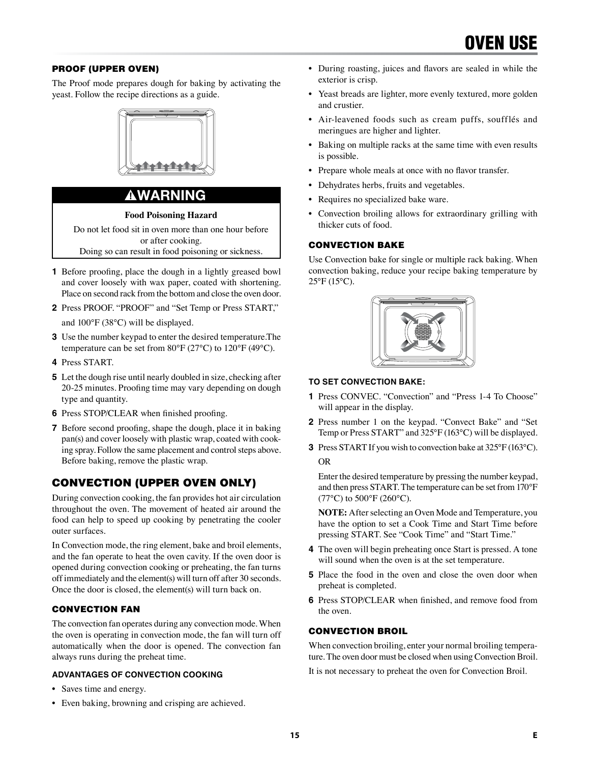## PROOF (UPPER OVEN)

The Proof mode prepares dough for baking by activating the yeast. Follow the recipe directions as a guide.

**⚠WARNING**

**Food Poisoning Hazard**

Do not let food sit in oven more than one hour before or after cooking.
Doing so can result in food poisoning or sickness.

1. Before proofing, place the dough in a lightly greased bowl and cover loosely with wax paper, coated with shortening. Place on second rack from the bottom and close the oven door.
2. Press PROOF. "PROOF" and "Set Temp or Press START," and 100°F (38°C) will be displayed.
3. Use the number keypad to enter the desired temperature.The temperature can be set from 80°F (27°C) to 120°F (49°C).
4. Press START.
5. Let the dough rise until nearly doubled in size, checking after 20-25 minutes. Proofing time may vary depending on dough type and quantity.
6. Press STOP/CLEAR when finished proofing.
7. Before second proofing, shape the dough, place it in baking pan(s) and cover loosely with plastic wrap, coated with cooking spray. Follow the same placement and control steps above. Before baking, remove the plastic wrap.

## CONVECTION (UPPER OVEN ONLY)

During convection cooking, the fan provides hot air circulation throughout the oven. The movement of heated air around the food can help to speed up cooking by penetrating the cooler outer surfaces.

In Convection mode, the ring element, bake and broil elements, and the fan operate to heat the oven cavity. If the oven door is opened during convection cooking or preheating, the fan turns off immediately and the element(s) will turn off after 30 seconds. Once the door is closed, the element(s) will turn back on.

### CONVECTION FAN

The convection fan operates during any convection mode. When the oven is operating in convection mode, the fan will turn off automatically when the door is opened. The convection fan always runs during the preheat time.

#### ADVANTAGES OF CONVECTION COOKING

- Saves time and energy.
- Even baking, browning and crisping are achieved.
- During roasting, juices and flavors are sealed in while the exterior is crisp.
- Yeast breads are lighter, more evenly textured, more golden and crustier.
- Air-leavened foods such as cream puffs, soufflés and meringues are higher and lighter.
- Baking on multiple racks at the same time with even results is possible.
- Prepare whole meals at once with no flavor transfer.
- Dehydrates herbs, fruits and vegetables.
- Requires no specialized bake ware.
- Convection broiling allows for extraordinary grilling with thicker cuts of food.

### CONVECTION BAKE

Use Convection bake for single or multiple rack baking. When convection baking, reduce your recipe baking temperature by 25°F (15°C).

#### TO SET CONVECTION BAKE:

1. Press CONVEC. "Convection" and "Press 1-4 To Choose" will appear in the display.
2. Press number 1 on the keypad. "Convect Bake" and "Set Temp or Press START" and 325°F (163°C) will be displayed.
3. Press START If you wish to convection bake at 325°F (163°C).

   OR

   Enter the desired temperature by pressing the number keypad, and then press START. The temperature can be set from 170°F (77°C) to 500°F (260°C).

   **NOTE:** After selecting an Oven Mode and Temperature, you have the option to set a Cook Time and Start Time before pressing START. See "Cook Time" and "Start Time."
4. The oven will begin preheating once Start is pressed. A tone will sound when the oven is at the set temperature.
5. Place the food in the oven and close the oven door when preheat is completed.
6. Press STOP/CLEAR when finished, and remove food from the oven.

### CONVECTION BROIL

When convection broiling, enter your normal broiling temperature. The oven door must be closed when using Convection Broil.

It is not necessary to preheat the oven for Convection Broil.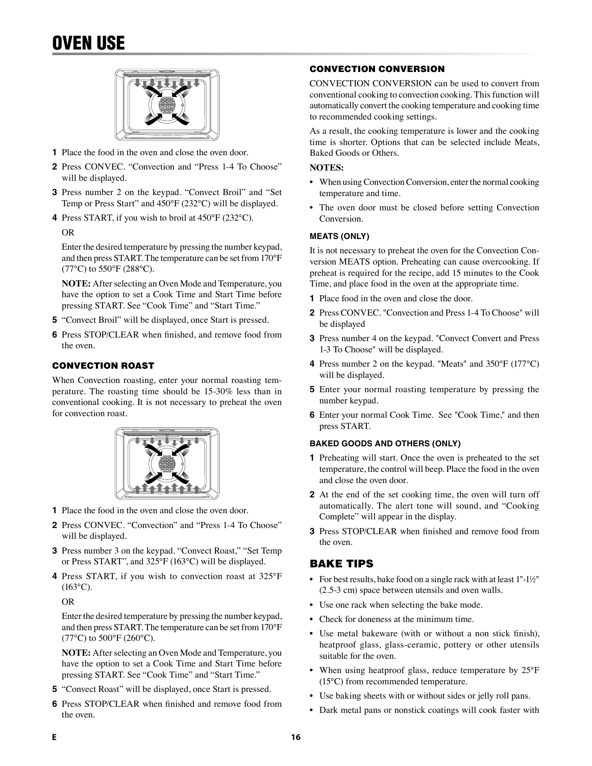# OVEN USE

1. Place the food in the oven and close the oven door.
2. Press CONVEC. “Convection and “Press 1-4 To Choose” will be displayed.
3. Press number 2 on the keypad. “Convect Broil” and “Set Temp or Press Start” and 450°F (232°C) will be displayed.
4. Press START, if you wish to broil at 450°F (232°C).

   OR

   Enter the desired temperature by pressing the number keypad, and then press START. The temperature can be set from 170°F (77°C) to 550°F (288°C).

   **NOTE:** After selecting an Oven Mode and Temperature, you have the option to set a Cook Time and Start Time before pressing START. See “Cook Time” and “Start Time.”
5. “Convect Broil” will be displayed, once Start is pressed.
6. Press STOP/CLEAR when finished, and remove food from the oven.

### CONVECTION ROAST

When Convection roasting, enter your normal roasting temperature. The roasting time should be 15-30% less than in conventional cooking. It is not necessary to preheat the oven for convection roast.

1. Place the food in the oven and close the oven door.
2. Press CONVEC. “Convection” and “Press 1-4 To Choose” will be displayed.
3. Press number 3 on the keypad. “Convect Roast,” “Set Temp or Press START”, and 325°F (163°C) will be displayed.
4. Press START, if you wish to convection roast at 325°F (163°C).

   OR

   Enter the desired temperature by pressing the number keypad, and then press START. The temperature can be set from 170°F (77°C) to 500°F (260°C).

   **NOTE:** After selecting an Oven Mode and Temperature, you have the option to set a Cook Time and Start Time before pressing START. See “Cook Time” and “Start Time.”
5. “Convect Roast” will be displayed, once Start is pressed.
6. Press STOP/CLEAR when finished and remove food from the oven.

### CONVECTION CONVERSION

CONVECTION CONVERSION can be used to convert from conventional cooking to convection cooking. This function will automatically convert the cooking temperature and cooking time to recommended cooking settings.

As a result, the cooking temperature is lower and the cooking time is shorter. Options that can be selected include Meats, Baked Goods or Others.

**NOTES:**

- When using Convection Conversion, enter the normal cooking temperature and time.
- The oven door must be closed before setting Convection Conversion.

#### MEATS (ONLY)

It is not necessary to preheat the oven for the Convection Conversion MEATS option. Preheating can cause overcooking. If preheat is required for the recipe, add 15 minutes to the Cook Time, and place food in the oven at the appropriate time.

1. Place food in the oven and close the door.
2. Press CONVEC. "Convection and Press 1-4 To Choose" will be displayed
3. Press number 4 on the keypad. "Convect Convert and Press 1-3 To Choose" will be displayed.
4. Press number 2 on the keypad. "Meats" and 350°F (177°C) will be displayed.
5. Enter your normal roasting temperature by pressing the number keypad.
6. Enter your normal Cook Time. See "Cook Time," and then press START.

#### BAKED GOODS AND OTHERS (ONLY)

1. Preheating will start. Once the oven is preheated to the set temperature, the control will beep. Place the food in the oven and close the oven door.
2. At the end of the set cooking time, the oven will turn off automatically. The alert tone will sound, and “Cooking Complete” will appear in the display.
3. Press STOP/CLEAR when finished and remove food from the oven.

## BAKE TIPS

- For best results, bake food on a single rack with at least 1"-1½" (2.5-3 cm) space between utensils and oven walls.
- Use one rack when selecting the bake mode.
- Check for doneness at the minimum time.
- Use metal bakeware (with or without a non stick finish), heatproof glass, glass-ceramic, pottery or other utensils suitable for the oven.
- When using heatproof glass, reduce temperature by 25°F (15°C) from recommended temperature.
- Use baking sheets with or without sides or jelly roll pans.
- Dark metal pans or nonstick coatings will cook faster with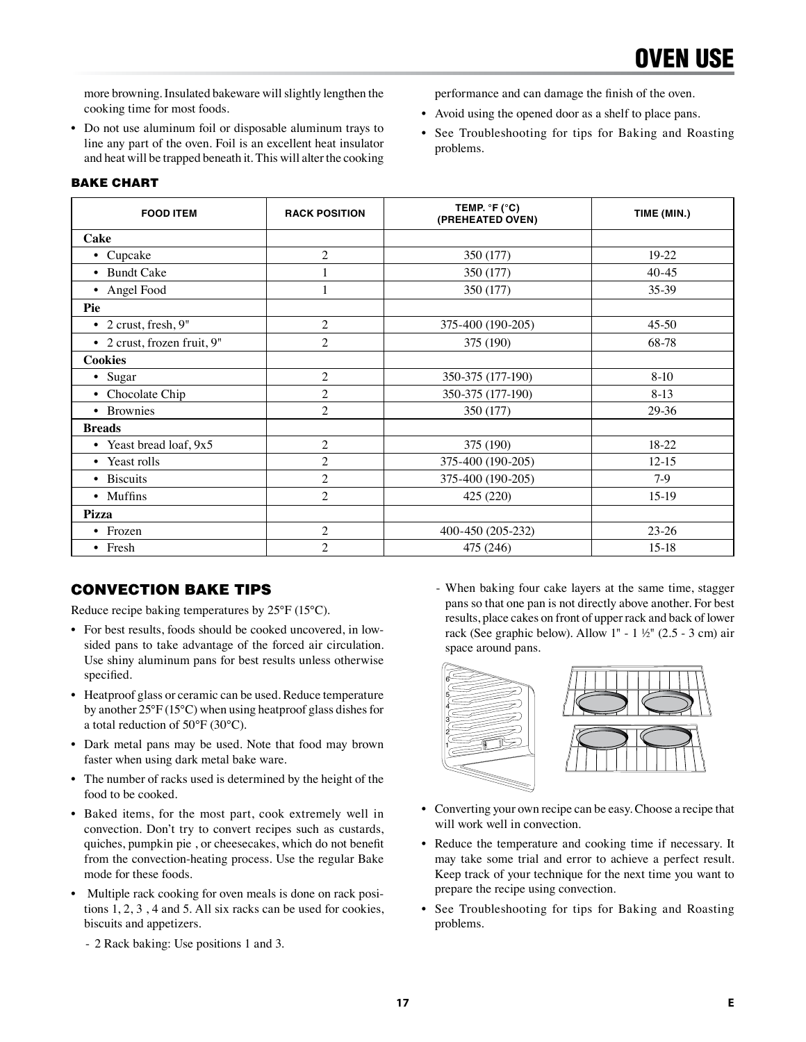more browning. Insulated bakeware will slightly lengthen the cooking time for most foods.

- Do not use aluminum foil or disposable aluminum trays to line any part of the oven. Foil is an excellent heat insulator and heat will be trapped beneath it. This will alter the cooking performance and can damage the finish of the oven.
- Avoid using the opened door as a shelf to place pans.
- See Troubleshooting for tips for Baking and Roasting problems.

### BAKE CHART

| FOOD ITEM | RACK POSITION | TEMP. °F (°C) (PREHEATED OVEN) | TIME (MIN.) |
|---|---|---|---|
| **Cake** | | | |
| • Cupcake | 2 | 350 (177) | 19-22 |
| • Bundt Cake | 1 | 350 (177) | 40-45 |
| • Angel Food | 1 | 350 (177) | 35-39 |
| **Pie** | | | |
| • 2 crust, fresh, 9" | 2 | 375-400 (190-205) | 45-50 |
| • 2 crust, frozen fruit, 9" | 2 | 375 (190) | 68-78 |
| **Cookies** | | | |
| • Sugar | 2 | 350-375 (177-190) | 8-10 |
| • Chocolate Chip | 2 | 350-375 (177-190) | 8-13 |
| • Brownies | 2 | 350 (177) | 29-36 |
| **Breads** | | | |
| • Yeast bread loaf, 9x5 | 2 | 375 (190) | 18-22 |
| • Yeast rolls | 2 | 375-400 (190-205) | 12-15 |
| • Biscuits | 2 | 375-400 (190-205) | 7-9 |
| • Muffins | 2 | 425 (220) | 15-19 |
| **Pizza** | | | |
| • Frozen | 2 | 400-450 (205-232) | 23-26 |
| • Fresh | 2 | 475 (246) | 15-18 |

## CONVECTION BAKE TIPS

Reduce recipe baking temperatures by 25°F (15°C).

- For best results, foods should be cooked uncovered, in low-sided pans to take advantage of the forced air circulation. Use shiny aluminum pans for best results unless otherwise specified.
- Heatproof glass or ceramic can be used. Reduce temperature by another 25°F (15°C) when using heatproof glass dishes for a total reduction of 50°F (30°C).
- Dark metal pans may be used. Note that food may brown faster when using dark metal bake ware.
- The number of racks used is determined by the height of the food to be cooked.
- Baked items, for the most part, cook extremely well in convection. Don't try to convert recipes such as custards, quiches, pumpkin pie , or cheesecakes, which do not benefit from the convection-heating process. Use the regular Bake mode for these foods.
- Multiple rack cooking for oven meals is done on rack positions 1, 2, 3 , 4 and 5. All six racks can be used for cookies, biscuits and appetizers.
  - 2 Rack baking: Use positions 1 and 3.
  - When baking four cake layers at the same time, stagger pans so that one pan is not directly above another. For best results, place cakes on front of upper rack and back of lower rack (See graphic below). Allow 1" - 1 ½" (2.5 - 3 cm) air space around pans.
- Converting your own recipe can be easy. Choose a recipe that will work well in convection.
- Reduce the temperature and cooking time if necessary. It may take some trial and error to achieve a perfect result. Keep track of your technique for the next time you want to prepare the recipe using convection.
- See Troubleshooting for tips for Baking and Roasting problems.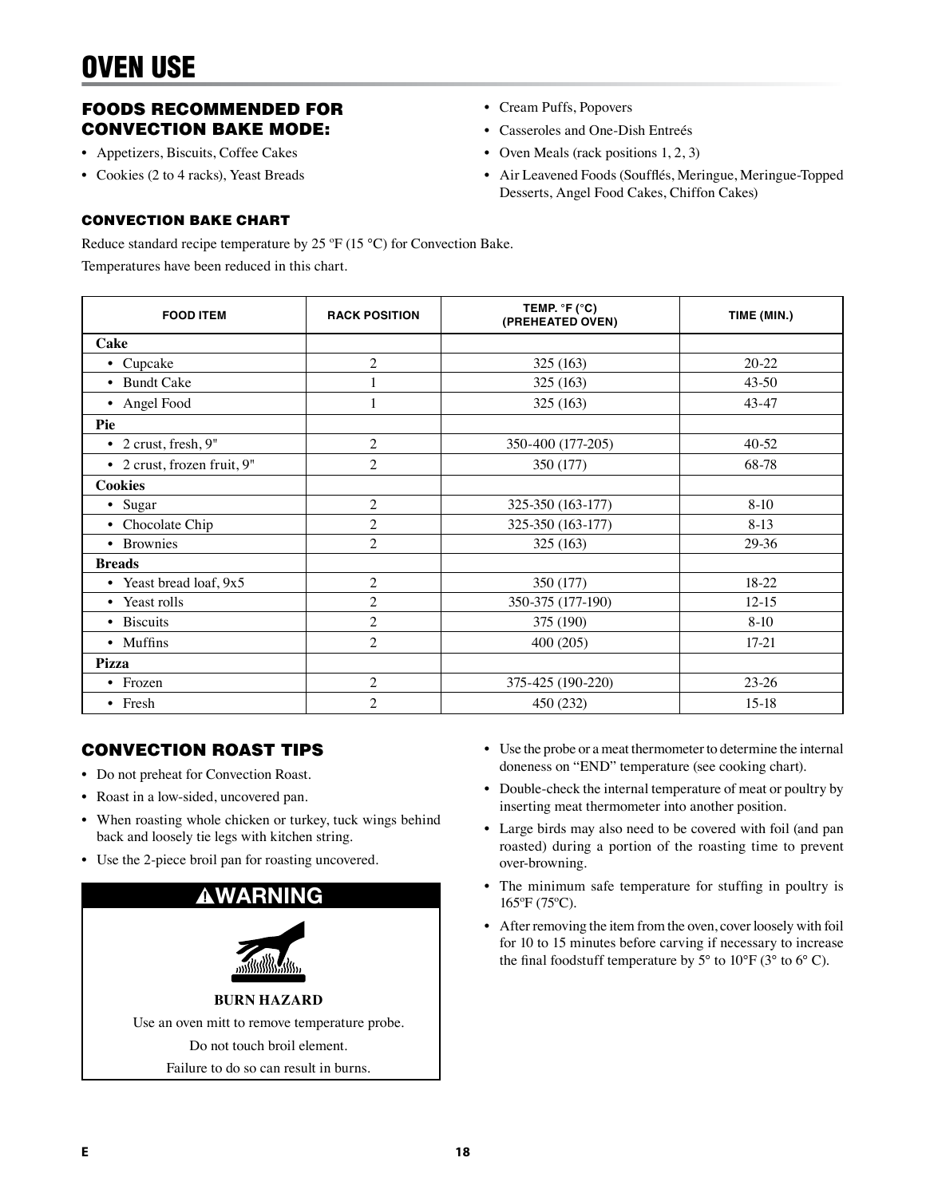# OVEN USE

## FOODS RECOMMENDED FOR CONVECTION BAKE MODE:

- Appetizers, Biscuits, Coffee Cakes
- Cookies (2 to 4 racks), Yeast Breads
- Cream Puffs, Popovers
- Casseroles and One-Dish Entreés
- Oven Meals (rack positions 1, 2, 3)
- Air Leavened Foods (Soufflés, Meringue, Meringue-Topped Desserts, Angel Food Cakes, Chiffon Cakes)

### CONVECTION BAKE CHART

Reduce standard recipe temperature by 25 ºF (15 °C) for Convection Bake.

Temperatures have been reduced in this chart.

| FOOD ITEM | RACK POSITION | TEMP. °F (°C) (PREHEATED OVEN) | TIME (MIN.) |
|---|---|---|---|
| **Cake** | | | |
| • Cupcake | 2 | 325 (163) | 20-22 |
| • Bundt Cake | 1 | 325 (163) | 43-50 |
| • Angel Food | 1 | 325 (163) | 43-47 |
| **Pie** | | | |
| • 2 crust, fresh, 9" | 2 | 350-400 (177-205) | 40-52 |
| • 2 crust, frozen fruit, 9" | 2 | 350 (177) | 68-78 |
| **Cookies** | | | |
| • Sugar | 2 | 325-350 (163-177) | 8-10 |
| • Chocolate Chip | 2 | 325-350 (163-177) | 8-13 |
| • Brownies | 2 | 325 (163) | 29-36 |
| **Breads** | | | |
| • Yeast bread loaf, 9x5 | 2 | 350 (177) | 18-22 |
| • Yeast rolls | 2 | 350-375 (177-190) | 12-15 |
| • Biscuits | 2 | 375 (190) | 8-10 |
| • Muffins | 2 | 400 (205) | 17-21 |
| **Pizza** | | | |
| • Frozen | 2 | 375-425 (190-220) | 23-26 |
| • Fresh | 2 | 450 (232) | 15-18 |

## CONVECTION ROAST TIPS

- Do not preheat for Convection Roast.
- Roast in a low-sided, uncovered pan.
- When roasting whole chicken or turkey, tuck wings behind back and loosely tie legs with kitchen string.
- Use the 2-piece broil pan for roasting uncovered.

**⚠WARNING**

**BURN HAZARD**

Use an oven mitt to remove temperature probe.

Do not touch broil element.

Failure to do so can result in burns.

- Use the probe or a meat thermometer to determine the internal doneness on “END” temperature (see cooking chart).
- Double-check the internal temperature of meat or poultry by inserting meat thermometer into another position.
- Large birds may also need to be covered with foil (and pan roasted) during a portion of the roasting time to prevent over-browning.
- The minimum safe temperature for stuffing in poultry is 165ºF (75ºC).
- After removing the item from the oven, cover loosely with foil for 10 to 15 minutes before carving if necessary to increase the final foodstuff temperature by 5° to 10°F (3° to 6° C).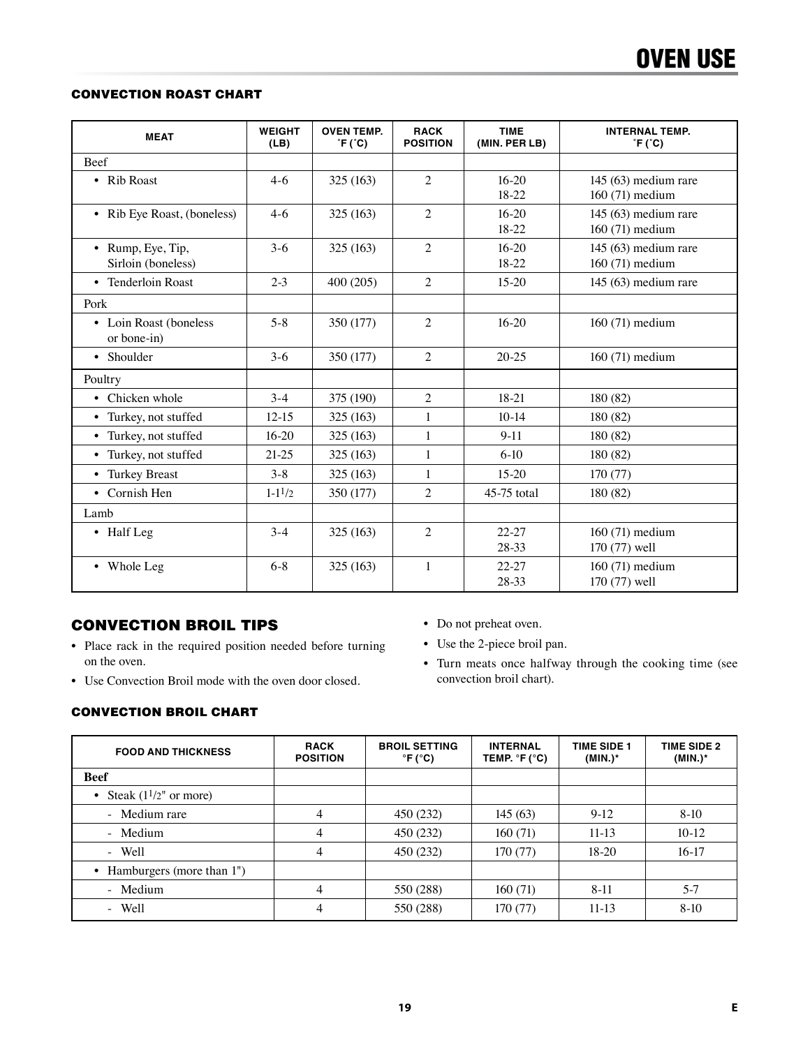## OVEN USE

### CONVECTION ROAST CHART

| MEAT | WEIGHT (LB) | OVEN TEMP. ˚F (˚C) | RACK POSITION | TIME (MIN. PER LB) | INTERNAL TEMP. ˚F (˚C) |
|---|---|---|---|---|---|
| Beef | | | | | |
| • Rib Roast | 4-6 | 325 (163) | 2 | 16-20<br>18-22 | 145 (63) medium rare<br>160 (71) medium |
| • Rib Eye Roast, (boneless) | 4-6 | 325 (163) | 2 | 16-20<br>18-22 | 145 (63) medium rare<br>160 (71) medium |
| • Rump, Eye, Tip, Sirloin (boneless) | 3-6 | 325 (163) | 2 | 16-20<br>18-22 | 145 (63) medium rare<br>160 (71) medium |
| • Tenderloin Roast | 2-3 | 400 (205) | 2 | 15-20 | 145 (63) medium rare |
| Pork | | | | | |
| • Loin Roast (boneless or bone-in) | 5-8 | 350 (177) | 2 | 16-20 | 160 (71) medium |
| • Shoulder | 3-6 | 350 (177) | 2 | 20-25 | 160 (71) medium |
| Poultry | | | | | |
| • Chicken whole | 3-4 | 375 (190) | 2 | 18-21 | 180 (82) |
| • Turkey, not stuffed | 12-15 | 325 (163) | 1 | 10-14 | 180 (82) |
| • Turkey, not stuffed | 16-20 | 325 (163) | 1 | 9-11 | 180 (82) |
| • Turkey, not stuffed | 21-25 | 325 (163) | 1 | 6-10 | 180 (82) |
| • Turkey Breast | 3-8 | 325 (163) | 1 | 15-20 | 170 (77) |
| • Cornish Hen | 1-1½ | 350 (177) | 2 | 45-75 total | 180 (82) |
| Lamb | | | | | |
| • Half Leg | 3-4 | 325 (163) | 2 | 22-27<br>28-33 | 160 (71) medium<br>170 (77) well |
| • Whole Leg | 6-8 | 325 (163) | 1 | 22-27<br>28-33 | 160 (71) medium<br>170 (77) well |

## CONVECTION BROIL TIPS

- Place rack in the required position needed before turning on the oven.
- Use Convection Broil mode with the oven door closed.
- Do not preheat oven.
- Use the 2-piece broil pan.
- Turn meats once halfway through the cooking time (see convection broil chart).

### CONVECTION BROIL CHART

| FOOD AND THICKNESS | RACK POSITION | BROIL SETTING °F (°C) | INTERNAL TEMP. °F (°C) | TIME SIDE 1 (MIN.)* | TIME SIDE 2 (MIN.)* |
|---|---|---|---|---|---|
| **Beef** | | | | | |
| • Steak (1½" or more) | | | | | |
| - Medium rare | 4 | 450 (232) | 145 (63) | 9-12 | 8-10 |
| - Medium | 4 | 450 (232) | 160 (71) | 11-13 | 10-12 |
| - Well | 4 | 450 (232) | 170 (77) | 18-20 | 16-17 |
| • Hamburgers (more than 1") | | | | | |
| - Medium | 4 | 550 (288) | 160 (71) | 8-11 | 5-7 |
| - Well | 4 | 550 (288) | 170 (77) | 11-13 | 8-10 |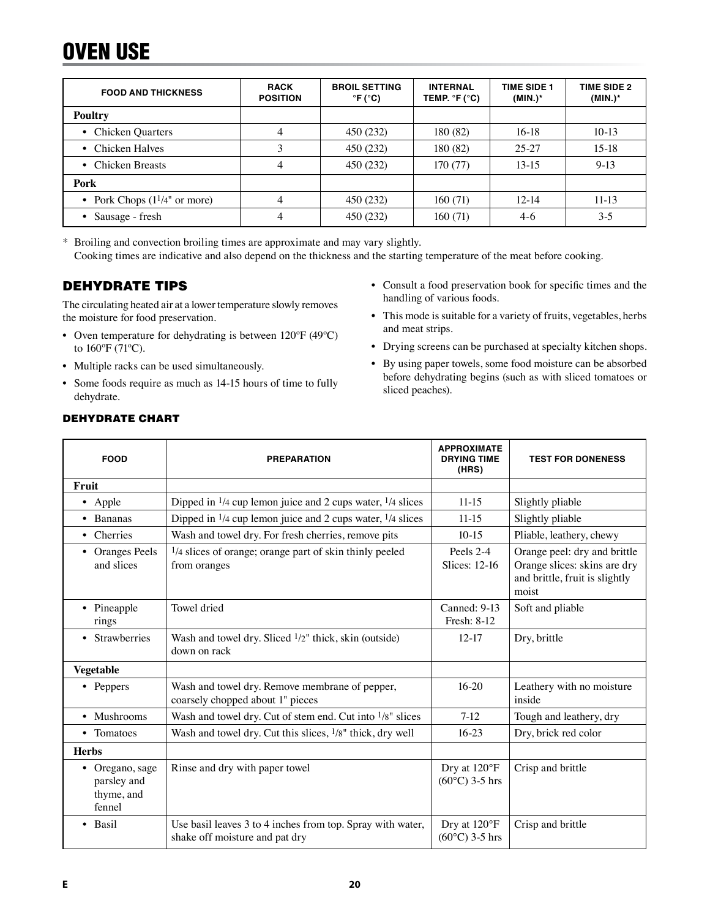# OVEN USE

| FOOD AND THICKNESS | RACK POSITION | BROIL SETTING °F (°C) | INTERNAL TEMP. °F (°C) | TIME SIDE 1 (MIN.)* | TIME SIDE 2 (MIN.)* |
|---|---|---|---|---|---|
| **Poultry** | | | | | |
| • Chicken Quarters | 4 | 450 (232) | 180 (82) | 16-18 | 10-13 |
| • Chicken Halves | 3 | 450 (232) | 180 (82) | 25-27 | 15-18 |
| • Chicken Breasts | 4 | 450 (232) | 170 (77) | 13-15 | 9-13 |
| **Pork** | | | | | |
| • Pork Chops (1 1/4" or more) | 4 | 450 (232) | 160 (71) | 12-14 | 11-13 |
| • Sausage - fresh | 4 | 450 (232) | 160 (71) | 4-6 | 3-5 |

\* Broiling and convection broiling times are approximate and may vary slightly.
Cooking times are indicative and also depend on the thickness and the starting temperature of the meat before cooking.

## DEHYDRATE TIPS

The circulating heated air at a lower temperature slowly removes the moisture for food preservation.

- Oven temperature for dehydrating is between 120ºF (49ºC) to 160ºF (71ºC).
- Multiple racks can be used simultaneously.
- Some foods require as much as 14-15 hours of time to fully dehydrate.
- Consult a food preservation book for specific times and the handling of various foods.
- This mode is suitable for a variety of fruits, vegetables, herbs and meat strips.
- Drying screens can be purchased at specialty kitchen shops.
- By using paper towels, some food moisture can be absorbed before dehydrating begins (such as with sliced tomatoes or sliced peaches).

### DEHYDRATE CHART

| FOOD | PREPARATION | APPROXIMATE DRYING TIME (HRS) | TEST FOR DONENESS |
|---|---|---|---|
| **Fruit** | | | |
| • Apple | Dipped in 1/4 cup lemon juice and 2 cups water, 1/4 slices | 11-15 | Slightly pliable |
| • Bananas | Dipped in 1/4 cup lemon juice and 2 cups water, 1/4 slices | 11-15 | Slightly pliable |
| • Cherries | Wash and towel dry. For fresh cherries, remove pits | 10-15 | Pliable, leathery, chewy |
| • Oranges Peels and slices | 1/4 slices of orange; orange part of skin thinly peeled from oranges | Peels 2-4 Slices: 12-16 | Orange peel: dry and brittle Orange slices: skins are dry and brittle, fruit is slightly moist |
| • Pineapple rings | Towel dried | Canned: 9-13 Fresh: 8-12 | Soft and pliable |
| • Strawberries | Wash and towel dry. Sliced 1/2" thick, skin (outside) down on rack | 12-17 | Dry, brittle |
| **Vegetable** | | | |
| • Peppers | Wash and towel dry. Remove membrane of pepper, coarsely chopped about 1" pieces | 16-20 | Leathery with no moisture inside |
| • Mushrooms | Wash and towel dry. Cut of stem end. Cut into 1/8" slices | 7-12 | Tough and leathery, dry |
| • Tomatoes | Wash and towel dry. Cut this slices, 1/8" thick, dry well | 16-23 | Dry, brick red color |
| **Herbs** | | | |
| • Oregano, sage parsley and thyme, and fennel | Rinse and dry with paper towel | Dry at 120°F (60°C) 3-5 hrs | Crisp and brittle |
| • Basil | Use basil leaves 3 to 4 inches from top. Spray with water, shake off moisture and pat dry | Dry at 120°F (60°C) 3-5 hrs | Crisp and brittle |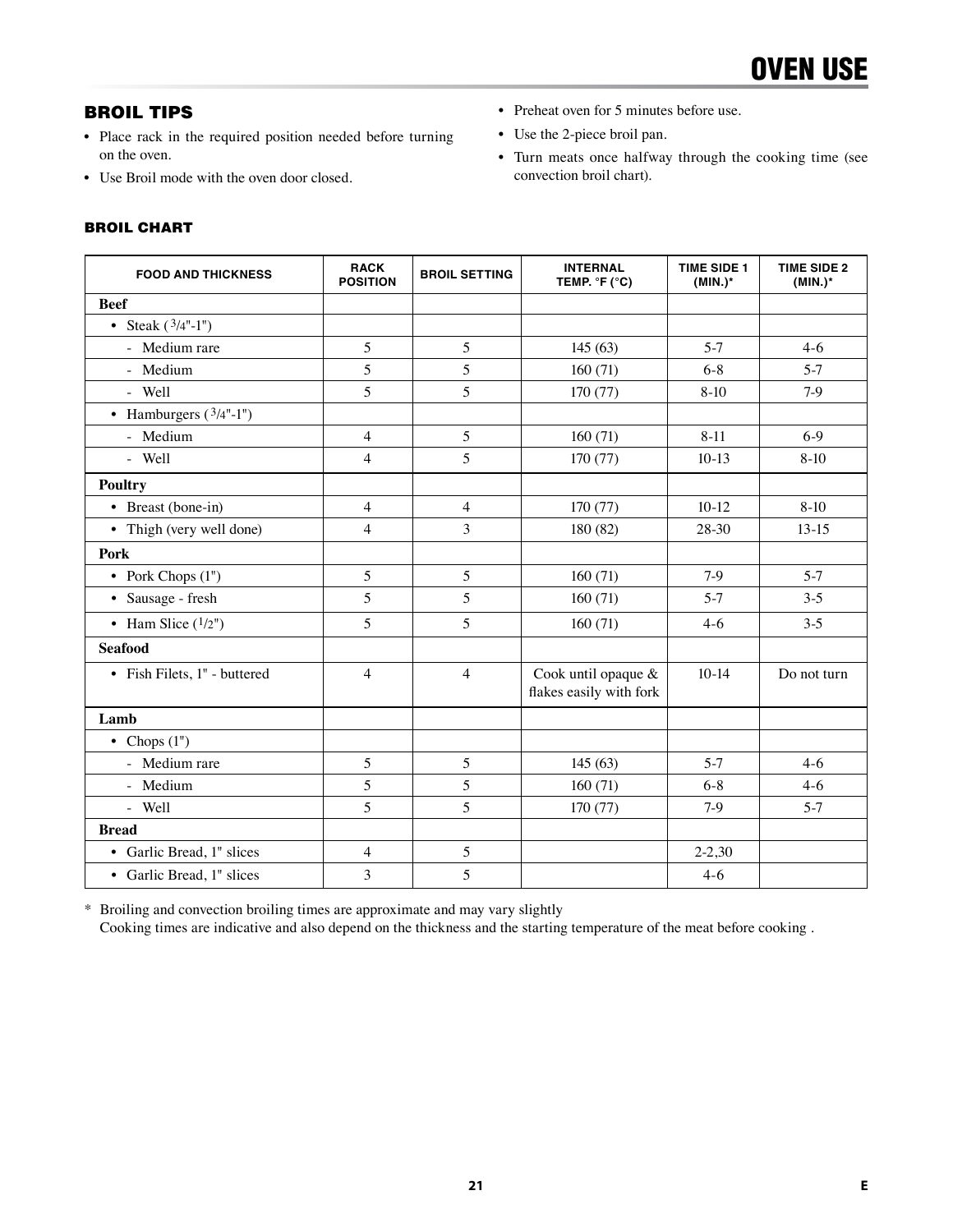## OVEN USE

### BROIL TIPS

- Place rack in the required position needed before turning on the oven.
- Use Broil mode with the oven door closed.
- Preheat oven for 5 minutes before use.
- Use the 2-piece broil pan.
- Turn meats once halfway through the cooking time (see convection broil chart).

### BROIL CHART

| FOOD AND THICKNESS | RACK POSITION | BROIL SETTING | INTERNAL TEMP. °F (°C) | TIME SIDE 1 (MIN.)* | TIME SIDE 2 (MIN.)* |
|---|---|---|---|---|---|
| **Beef** | | | | | |
| • Steak (3/4"-1") | | | | | |
| - Medium rare | 5 | 5 | 145 (63) | 5-7 | 4-6 |
| - Medium | 5 | 5 | 160 (71) | 6-8 | 5-7 |
| - Well | 5 | 5 | 170 (77) | 8-10 | 7-9 |
| • Hamburgers (3/4"-1") | | | | | |
| - Medium | 4 | 5 | 160 (71) | 8-11 | 6-9 |
| - Well | 4 | 5 | 170 (77) | 10-13 | 8-10 |
| **Poultry** | | | | | |
| • Breast (bone-in) | 4 | 4 | 170 (77) | 10-12 | 8-10 |
| • Thigh (very well done) | 4 | 3 | 180 (82) | 28-30 | 13-15 |
| **Pork** | | | | | |
| • Pork Chops (1") | 5 | 5 | 160 (71) | 7-9 | 5-7 |
| • Sausage - fresh | 5 | 5 | 160 (71) | 5-7 | 3-5 |
| • Ham Slice (1/2") | 5 | 5 | 160 (71) | 4-6 | 3-5 |
| **Seafood** | | | | | |
| • Fish Filets, 1" - buttered | 4 | 4 | Cook until opaque & flakes easily with fork | 10-14 | Do not turn |
| **Lamb** | | | | | |
| • Chops (1") | | | | | |
| - Medium rare | 5 | 5 | 145 (63) | 5-7 | 4-6 |
| - Medium | 5 | 5 | 160 (71) | 6-8 | 4-6 |
| - Well | 5 | 5 | 170 (77) | 7-9 | 5-7 |
| **Bread** | | | | | |
| • Garlic Bread, 1" slices | 4 | 5 | | 2-2,30 | |
| • Garlic Bread, 1" slices | 3 | 5 | | 4-6 | |

\* Broiling and convection broiling times are approximate and may vary slightly
Cooking times are indicative and also depend on the thickness and the starting temperature of the meat before cooking .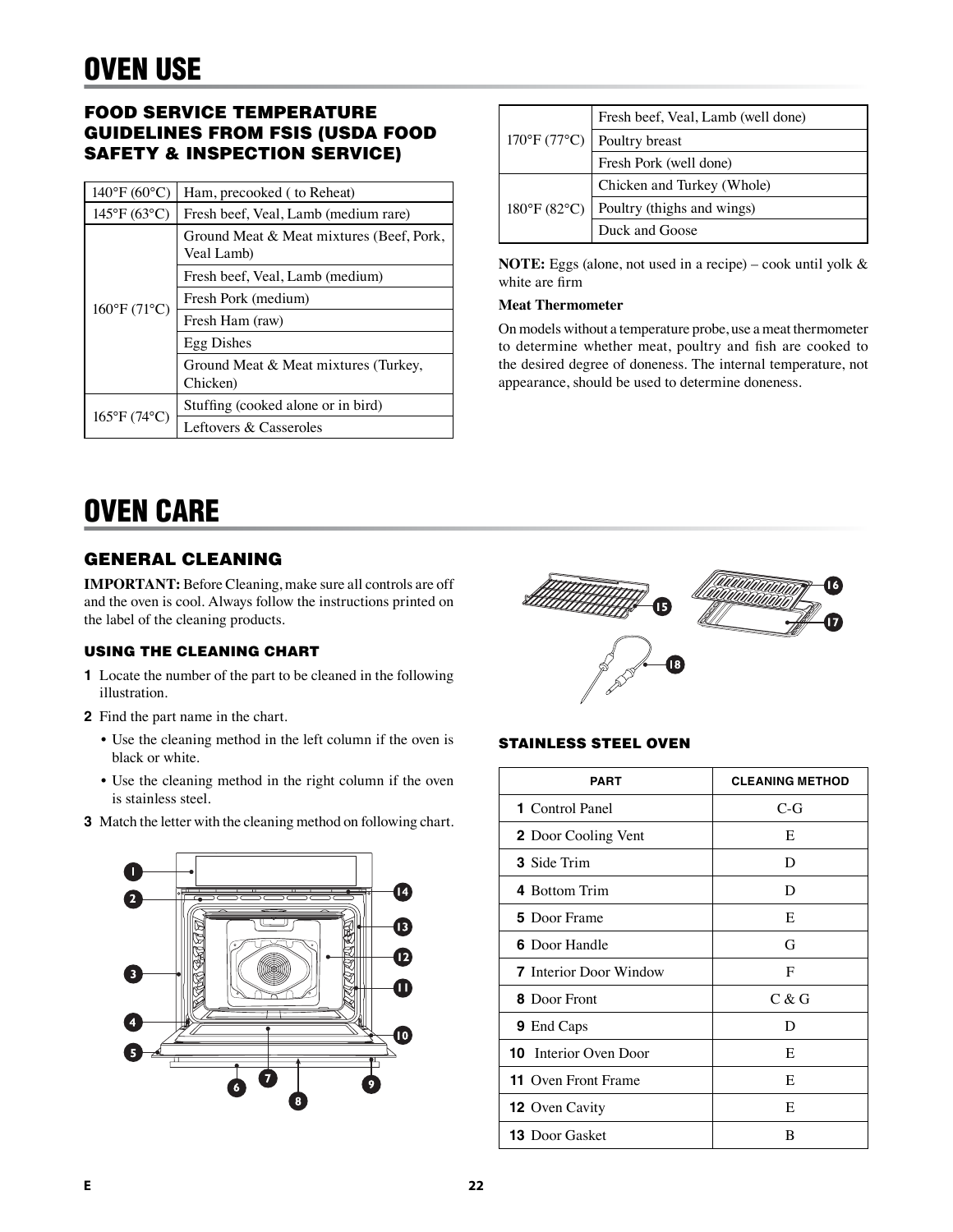# OVEN USE

## FOOD SERVICE TEMPERATURE GUIDELINES FROM FSIS (USDA FOOD SAFETY & INSPECTION SERVICE)

| | |
|---|---|
| 140°F (60°C) | Ham, precooked ( to Reheat) |
| 145°F (63°C) | Fresh beef, Veal, Lamb (medium rare) |
| 160°F (71°C) | Ground Meat & Meat mixtures (Beef, Pork, Veal Lamb) |
| | Fresh beef, Veal, Lamb (medium) |
| | Fresh Pork (medium) |
| | Fresh Ham (raw) |
| | Egg Dishes |
| | Ground Meat & Meat mixtures (Turkey, Chicken) |
| 165°F (74°C) | Stuffing (cooked alone or in bird) |
| | Leftovers & Casseroles |
| 170°F (77°C) | Fresh beef, Veal, Lamb (well done) |
| | Poultry breast |
| | Fresh Pork (well done) |
| 180°F (82°C) | Chicken and Turkey (Whole) |
| | Poultry (thighs and wings) |
| | Duck and Goose |

**NOTE:** Eggs (alone, not used in a recipe) – cook until yolk & white are firm

**Meat Thermometer**

On models without a temperature probe, use a meat thermometer to determine whether meat, poultry and fish are cooked to the desired degree of doneness. The internal temperature, not appearance, should be used to determine doneness.

# OVEN CARE

## GENERAL CLEANING

**IMPORTANT:** Before Cleaning, make sure all controls are off and the oven is cool. Always follow the instructions printed on the label of the cleaning products.

### USING THE CLEANING CHART

1. Locate the number of the part to be cleaned in the following illustration.
2. Find the part name in the chart.
   - Use the cleaning method in the left column if the oven is black or white.
   - Use the cleaning method in the right column if the oven is stainless steel.
3. Match the letter with the cleaning method on following chart.

### STAINLESS STEEL OVEN

| PART | CLEANING METHOD |
|---|---|
| **1** Control Panel | C-G |
| **2** Door Cooling Vent | E |
| **3** Side Trim | D |
| **4** Bottom Trim | D |
| **5** Door Frame | E |
| **6** Door Handle | G |
| **7** Interior Door Window | F |
| **8** Door Front | C & G |
| **9** End Caps | D |
| **10** Interior Oven Door | E |
| **11** Oven Front Frame | E |
| **12** Oven Cavity | E |
| **13** Door Gasket | B |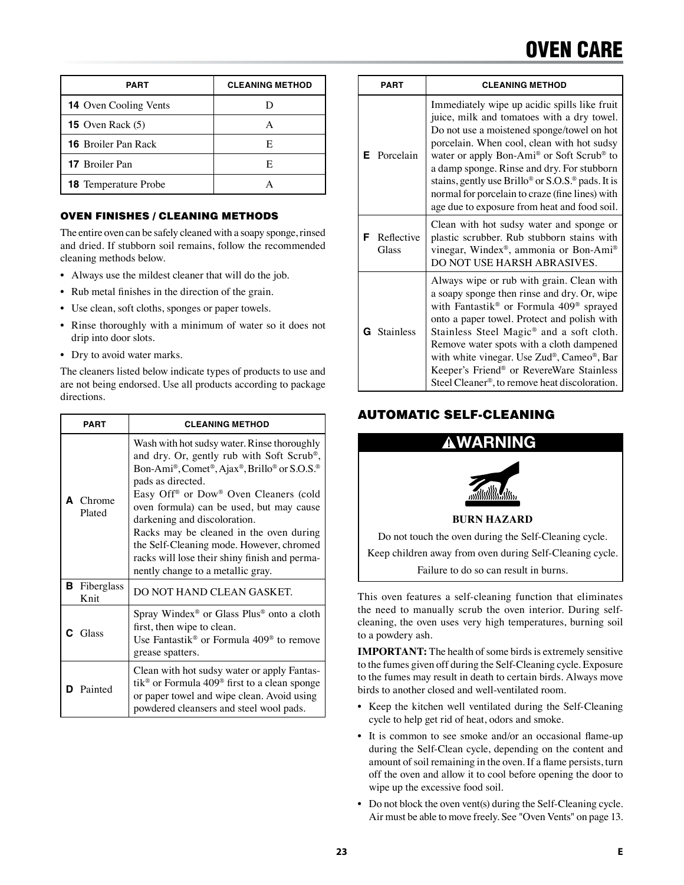# OVEN CARE

| PART | CLEANING METHOD |
| --- | --- |
| **14** Oven Cooling Vents | D |
| **15** Oven Rack (5) | A |
| **16** Broiler Pan Rack | E |
| **17** Broiler Pan | E |
| **18** Temperature Probe | A |

### OVEN FINISHES / CLEANING METHODS

The entire oven can be safely cleaned with a soapy sponge, rinsed and dried. If stubborn soil remains, follow the recommended cleaning methods below.

- Always use the mildest cleaner that will do the job.
- Rub metal finishes in the direction of the grain.
- Use clean, soft cloths, sponges or paper towels.
- Rinse thoroughly with a minimum of water so it does not drip into door slots.
- Dry to avoid water marks.

The cleaners listed below indicate types of products to use and are not being endorsed. Use all products according to package directions.

| PART | CLEANING METHOD |
| --- | --- |
| **A** Chrome Plated | Wash with hot sudsy water. Rinse thoroughly and dry. Or, gently rub with Soft Scrub®, Bon-Ami®, Comet®, Ajax®, Brillo® or S.O.S.® pads as directed. Easy Off® or Dow® Oven Cleaners (cold oven formula) can be used, but may cause darkening and discoloration. Racks may be cleaned in the oven during the Self-Cleaning mode. However, chromed racks will lose their shiny finish and permanently change to a metallic gray. |
| **B** Fiberglass Knit | DO NOT HAND CLEAN GASKET. |
| **C** Glass | Spray Windex® or Glass Plus® onto a cloth first, then wipe to clean. Use Fantastik® or Formula 409® to remove grease spatters. |
| **D** Painted | Clean with hot sudsy water or apply Fantastik® or Formula 409® first to a clean sponge or paper towel and wipe clean. Avoid using powdered cleansers and steel wool pads. |
| **E** Porcelain | Immediately wipe up acidic spills like fruit juice, milk and tomatoes with a dry towel. Do not use a moistened sponge/towel on hot porcelain. When cool, clean with hot sudsy water or apply Bon-Ami® or Soft Scrub® to a damp sponge. Rinse and dry. For stubborn stains, gently use Brillo® or S.O.S.® pads. It is normal for porcelain to craze (fine lines) with age due to exposure from heat and food soil. |
| **F** Reflective Glass | Clean with hot sudsy water and sponge or plastic scrubber. Rub stubborn stains with vinegar, Windex®, ammonia or Bon-Ami® DO NOT USE HARSH ABRASIVES. |
| **G** Stainless | Always wipe or rub with grain. Clean with a soapy sponge then rinse and dry. Or, wipe with Fantastik® or Formula 409® sprayed onto a paper towel. Protect and polish with Stainless Steel Magic® and a soft cloth. Remove water spots with a cloth dampened with white vinegar. Use Zud®, Cameo®, Bar Keeper's Friend® or RevereWare Stainless Steel Cleaner®, to remove heat discoloration. |

## AUTOMATIC SELF-CLEANING

**⚠WARNING**

**BURN HAZARD**

Do not touch the oven during the Self-Cleaning cycle.

Keep children away from oven during Self-Cleaning cycle.

Failure to do so can result in burns.

This oven features a self-cleaning function that eliminates the need to manually scrub the oven interior. During self-cleaning, the oven uses very high temperatures, burning soil to a powdery ash.

**IMPORTANT:** The health of some birds is extremely sensitive to the fumes given off during the Self-Cleaning cycle. Exposure to the fumes may result in death to certain birds. Always move birds to another closed and well-ventilated room.

- Keep the kitchen well ventilated during the Self-Cleaning cycle to help get rid of heat, odors and smoke.
- It is common to see smoke and/or an occasional flame-up during the Self-Clean cycle, depending on the content and amount of soil remaining in the oven. If a flame persists, turn off the oven and allow it to cool before opening the door to wipe up the excessive food soil.
- Do not block the oven vent(s) during the Self-Cleaning cycle. Air must be able to move freely. See "Oven Vents" on page 13.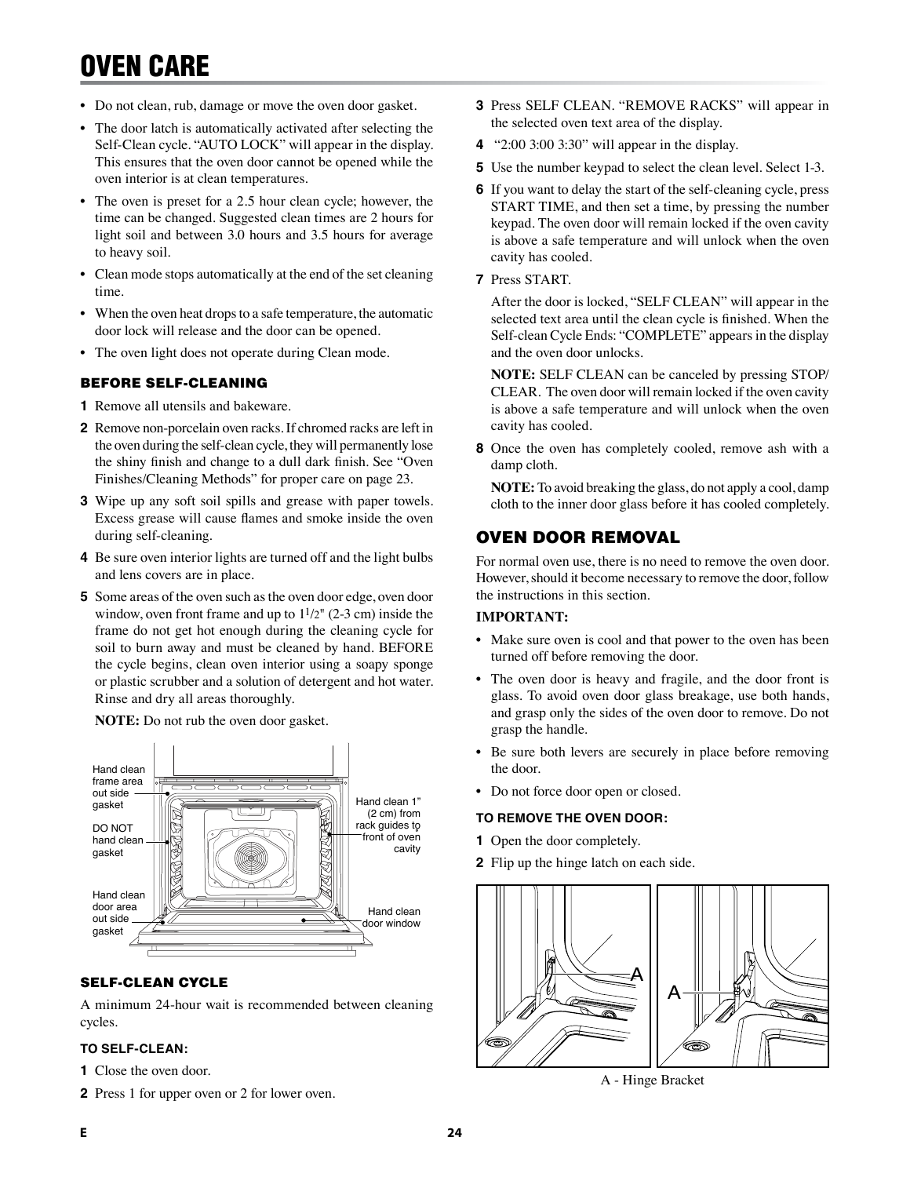# OVEN CARE

- Do not clean, rub, damage or move the oven door gasket.
- The door latch is automatically activated after selecting the Self-Clean cycle. "AUTO LOCK" will appear in the display. This ensures that the oven door cannot be opened while the oven interior is at clean temperatures.
- The oven is preset for a 2.5 hour clean cycle; however, the time can be changed. Suggested clean times are 2 hours for light soil and between 3.0 hours and 3.5 hours for average to heavy soil.
- Clean mode stops automatically at the end of the set cleaning time.
- When the oven heat drops to a safe temperature, the automatic door lock will release and the door can be opened.
- The oven light does not operate during Clean mode.

### BEFORE SELF-CLEANING

1. Remove all utensils and bakeware.
2. Remove non-porcelain oven racks. If chromed racks are left in the oven during the self-clean cycle, they will permanently lose the shiny finish and change to a dull dark finish. See "Oven Finishes/Cleaning Methods" for proper care on page 23.
3. Wipe up any soft soil spills and grease with paper towels. Excess grease will cause flames and smoke inside the oven during self-cleaning.
4. Be sure oven interior lights are turned off and the light bulbs and lens covers are in place.
5. Some areas of the oven such as the oven door edge, oven door window, oven front frame and up to 1½" (2-3 cm) inside the frame do not get hot enough during the cleaning cycle for soil to burn away and must be cleaned by hand. BEFORE the cycle begins, clean oven interior using a soapy sponge or plastic scrubber and a solution of detergent and hot water. Rinse and dry all areas thoroughly.

   **NOTE:** Do not rub the oven door gasket.

Hand clean frame area out side gasket

DO NOT hand clean gasket

Hand clean door area out side gasket

Hand clean 1" (2 cm) from rack guides to front of oven cavity

Hand clean door window

### SELF-CLEAN CYCLE

A minimum 24-hour wait is recommended between cleaning cycles.

#### TO SELF-CLEAN:

1. Close the oven door.
2. Press 1 for upper oven or 2 for lower oven.
3. Press SELF CLEAN. "REMOVE RACKS" will appear in the selected oven text area of the display.
4. "2:00 3:00 3:30" will appear in the display.
5. Use the number keypad to select the clean level. Select 1-3.
6. If you want to delay the start of the self-cleaning cycle, press START TIME, and then set a time, by pressing the number keypad. The oven door will remain locked if the oven cavity is above a safe temperature and will unlock when the oven cavity has cooled.
7. Press START.

   After the door is locked, "SELF CLEAN" will appear in the selected text area until the clean cycle is finished. When the Self-clean Cycle Ends: "COMPLETE" appears in the display and the oven door unlocks.

   **NOTE:** SELF CLEAN can be canceled by pressing STOP/CLEAR. The oven door will remain locked if the oven cavity is above a safe temperature and will unlock when the oven cavity has cooled.
8. Once the oven has completely cooled, remove ash with a damp cloth.

   **NOTE:** To avoid breaking the glass, do not apply a cool, damp cloth to the inner door glass before it has cooled completely.

### OVEN DOOR REMOVAL

For normal oven use, there is no need to remove the oven door. However, should it become necessary to remove the door, follow the instructions in this section.

**IMPORTANT:**

- Make sure oven is cool and that power to the oven has been turned off before removing the door.
- The oven door is heavy and fragile, and the door front is glass. To avoid oven door glass breakage, use both hands, and grasp only the sides of the oven door to remove. Do not grasp the handle.
- Be sure both levers are securely in place before removing the door.
- Do not force door open or closed.

#### TO REMOVE THE OVEN DOOR:

1. Open the door completely.
2. Flip up the hinge latch on each side.

A - Hinge Bracket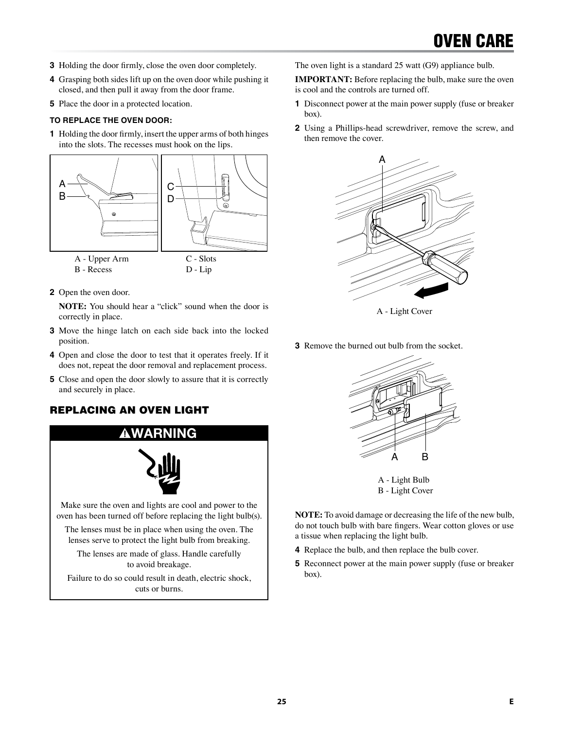3 Holding the door firmly, close the oven door completely.
4 Grasping both sides lift up on the oven door while pushing it closed, and then pull it away from the door frame.
5 Place the door in a protected location.

**TO REPLACE THE OVEN DOOR:**

1 Holding the door firmly, insert the upper arms of both hinges into the slots. The recesses must hook on the lips.

A - Upper Arm
B - Recess

C - Slots
D - Lip

2 Open the oven door.

**NOTE:** You should hear a "click" sound when the door is correctly in place.

3 Move the hinge latch on each side back into the locked position.
4 Open and close the door to test that it operates freely. If it does not, repeat the door removal and replacement process.
5 Close and open the door slowly to assure that it is correctly and securely in place.

## REPLACING AN OVEN LIGHT

**⚠WARNING**

Make sure the oven and lights are cool and power to the oven has been turned off before replacing the light bulb(s).

The lenses must be in place when using the oven. The lenses serve to protect the light bulb from breaking.

The lenses are made of glass. Handle carefully to avoid breakage.

Failure to do so could result in death, electric shock, cuts or burns.

The oven light is a standard 25 watt (G9) appliance bulb.

**IMPORTANT:** Before replacing the bulb, make sure the oven is cool and the controls are turned off.

1 Disconnect power at the main power supply (fuse or breaker box).
2 Using a Phillips-head screwdriver, remove the screw, and then remove the cover.

A - Light Cover

3 Remove the burned out bulb from the socket.

A - Light Bulb
B - Light Cover

**NOTE:** To avoid damage or decreasing the life of the new bulb, do not touch bulb with bare fingers. Wear cotton gloves or use a tissue when replacing the light bulb.

4 Replace the bulb, and then replace the bulb cover.
5 Reconnect power at the main power supply (fuse or breaker box).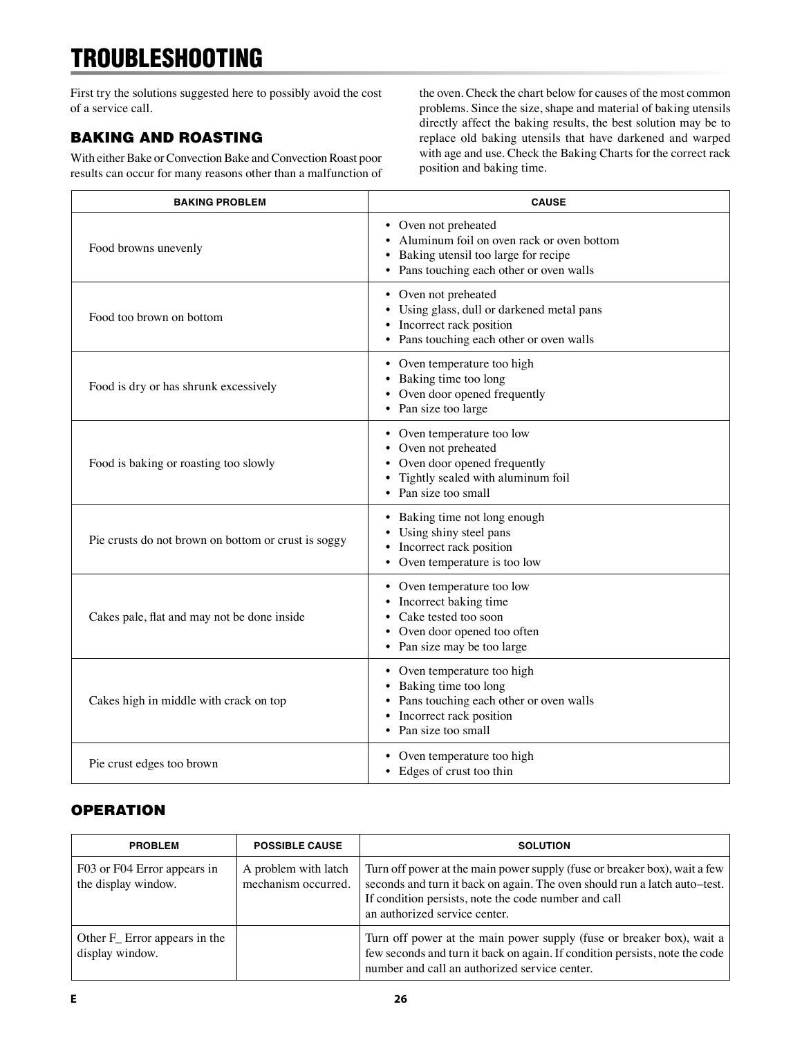# TROUBLESHOOTING

First try the solutions suggested here to possibly avoid the cost of a service call.

## BAKING AND ROASTING

With either Bake or Convection Bake and Convection Roast poor results can occur for many reasons other than a malfunction of the oven. Check the chart below for causes of the most common problems. Since the size, shape and material of baking utensils directly affect the baking results, the best solution may be to replace old baking utensils that have darkened and warped with age and use. Check the Baking Charts for the correct rack position and baking time.

| BAKING PROBLEM | CAUSE |
|---|---|
| Food browns unevenly | • Oven not preheated<br>• Aluminum foil on oven rack or oven bottom<br>• Baking utensil too large for recipe<br>• Pans touching each other or oven walls |
| Food too brown on bottom | • Oven not preheated<br>• Using glass, dull or darkened metal pans<br>• Incorrect rack position<br>• Pans touching each other or oven walls |
| Food is dry or has shrunk excessively | • Oven temperature too high<br>• Baking time too long<br>• Oven door opened frequently<br>• Pan size too large |
| Food is baking or roasting too slowly | • Oven temperature too low<br>• Oven not preheated<br>• Oven door opened frequently<br>• Tightly sealed with aluminum foil<br>• Pan size too small |
| Pie crusts do not brown on bottom or crust is soggy | • Baking time not long enough<br>• Using shiny steel pans<br>• Incorrect rack position<br>• Oven temperature is too low |
| Cakes pale, flat and may not be done inside | • Oven temperature too low<br>• Incorrect baking time<br>• Cake tested too soon<br>• Oven door opened too often<br>• Pan size may be too large |
| Cakes high in middle with crack on top | • Oven temperature too high<br>• Baking time too long<br>• Pans touching each other or oven walls<br>• Incorrect rack position<br>• Pan size too small |
| Pie crust edges too brown | • Oven temperature too high<br>• Edges of crust too thin |

## OPERATION

| PROBLEM | POSSIBLE CAUSE | SOLUTION |
|---|---|---|
| F03 or F04 Error appears in the display window. | A problem with latch mechanism occurred. | Turn off power at the main power supply (fuse or breaker box), wait a few seconds and turn it back on again. The oven should run a latch auto–test. If condition persists, note the code number and call an authorized service center. |
| Other F_ Error appears in the display window. | | Turn off power at the main power supply (fuse or breaker box), wait a few seconds and turn it back on again. If condition persists, note the code number and call an authorized service center. |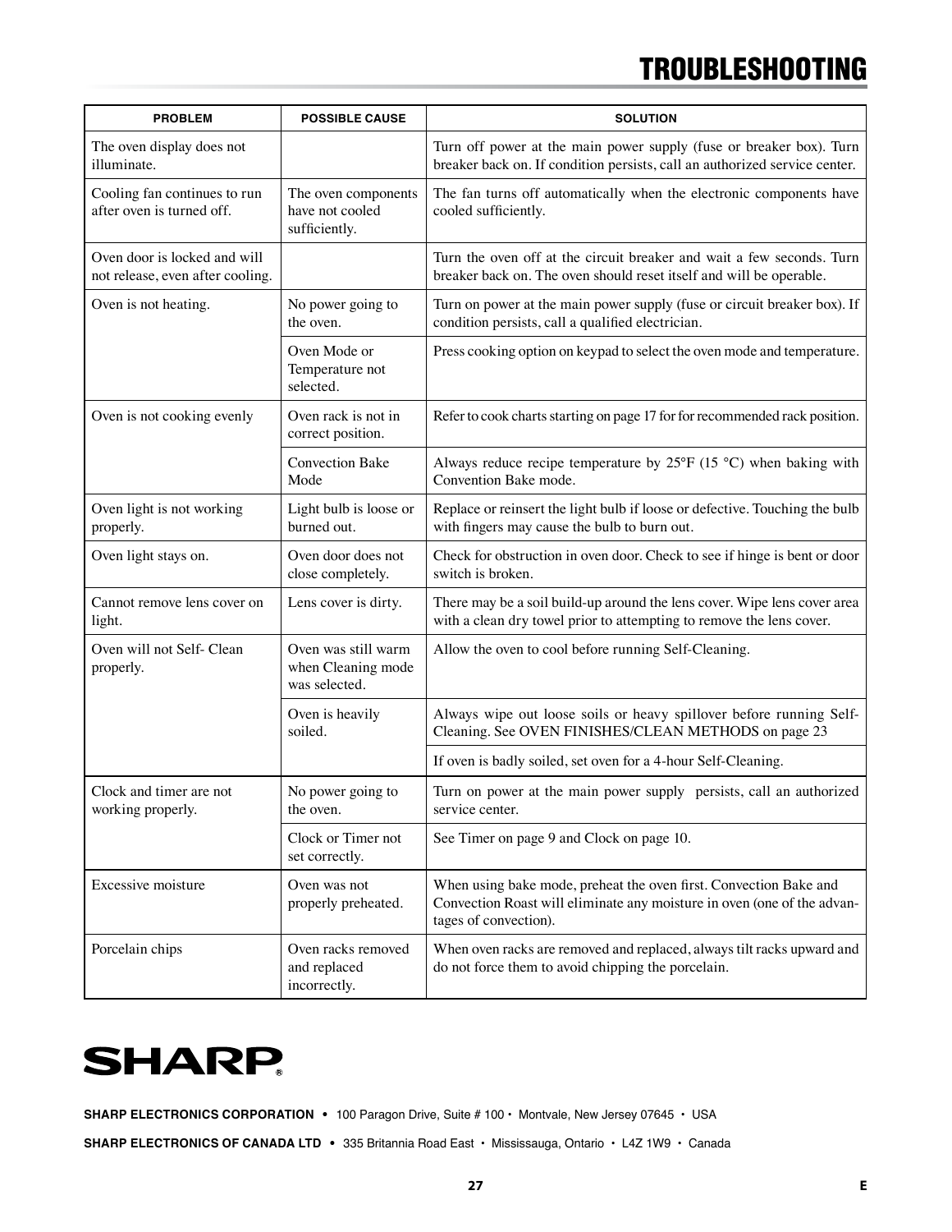# TROUBLESHOOTING

| PROBLEM | POSSIBLE CAUSE | SOLUTION |
|---|---|---|
| The oven display does not illuminate. | | Turn off power at the main power supply (fuse or breaker box). Turn breaker back on. If condition persists, call an authorized service center. |
| Cooling fan continues to run after oven is turned off. | The oven components have not cooled sufficiently. | The fan turns off automatically when the electronic components have cooled sufficiently. |
| Oven door is locked and will not release, even after cooling. | | Turn the oven off at the circuit breaker and wait a few seconds. Turn breaker back on. The oven should reset itself and will be operable. |
| Oven is not heating. | No power going to the oven. | Turn on power at the main power supply (fuse or circuit breaker box). If condition persists, call a qualified electrician. |
| | Oven Mode or Temperature not selected. | Press cooking option on keypad to select the oven mode and temperature. |
| Oven is not cooking evenly | Oven rack is not in correct position. | Refer to cook charts starting on page 17 for for recommended rack position. |
| | Convection Bake Mode | Always reduce recipe temperature by 25°F (15 °C) when baking with Convention Bake mode. |
| Oven light is not working properly. | Light bulb is loose or burned out. | Replace or reinsert the light bulb if loose or defective. Touching the bulb with fingers may cause the bulb to burn out. |
| Oven light stays on. | Oven door does not close completely. | Check for obstruction in oven door. Check to see if hinge is bent or door switch is broken. |
| Cannot remove lens cover on light. | Lens cover is dirty. | There may be a soil build-up around the lens cover. Wipe lens cover area with a clean dry towel prior to attempting to remove the lens cover. |
| Oven will not Self- Clean properly. | Oven was still warm when Cleaning mode was selected. | Allow the oven to cool before running Self-Cleaning. |
| | Oven is heavily soiled. | Always wipe out loose soils or heavy spillover before running Self-Cleaning. See OVEN FINISHES/CLEAN METHODS on page 23 |
| | | If oven is badly soiled, set oven for a 4-hour Self-Cleaning. |
| Clock and timer are not working properly. | No power going to the oven. | Turn on power at the main power supply persists, call an authorized service center. |
| | Clock or Timer not set correctly. | See Timer on page 9 and Clock on page 10. |
| Excessive moisture | Oven was not properly preheated. | When using bake mode, preheat the oven first. Convection Bake and Convection Roast will eliminate any moisture in oven (one of the advantages of convection). |
| Porcelain chips | Oven racks removed and replaced incorrectly. | When oven racks are removed and replaced, always tilt racks upward and do not force them to avoid chipping the porcelain. |

SHARP®

**SHARP ELECTRONICS CORPORATION** • 100 Paragon Drive, Suite # 100 • Montvale, New Jersey 07645 • USA

**SHARP ELECTRONICS OF CANADA LTD** • 335 Britannia Road East • Mississauga, Ontario • L4Z 1W9 • Canada